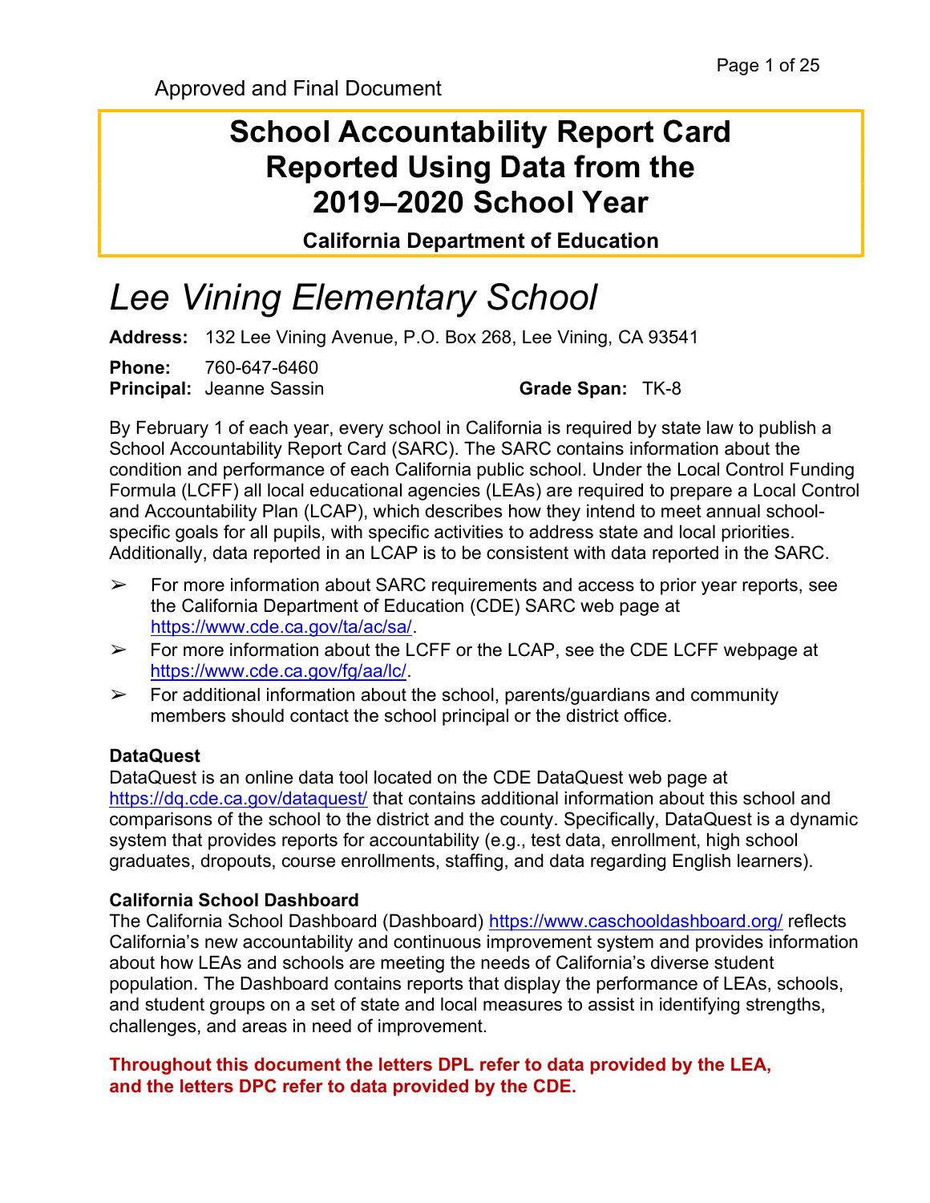Approved and Final Document

# School Accountability Report Card Reported Using Data from the 2019–2020 School Year

**California Department of Education**

# *Lee Vining Elementary School*

**Address:** 132 Lee Vining Avenue, P.O. Box 268, Lee Vining, CA 93541

**Phone:** 760-647-6460

**Principal:** Jeanne Sassin

**Grade Span:** TK-8

By February 1 of each year, every school in California is required by state law to publish a School Accountability Report Card (SARC). The SARC contains information about the condition and performance of each California public school. Under the Local Control Funding Formula (LCFF) all local educational agencies (LEAs) are required to prepare a Local Control and Accountability Plan (LCAP), which describes how they intend to meet annual school-specific goals for all pupils, with specific activities to address state and local priorities. Additionally, data reported in an LCAP is to be consistent with data reported in the SARC.

- ➢ For more information about SARC requirements and access to prior year reports, see the California Department of Education (CDE) SARC web page at https://www.cde.ca.gov/ta/ac/sa/.
- ➢ For more information about the LCFF or the LCAP, see the CDE LCFF webpage at https://www.cde.ca.gov/fg/aa/lc/.
- ➢ For additional information about the school, parents/guardians and community members should contact the school principal or the district office.

**DataQuest**

DataQuest is an online data tool located on the CDE DataQuest web page at https://dq.cde.ca.gov/dataquest/ that contains additional information about this school and comparisons of the school to the district and the county. Specifically, DataQuest is a dynamic system that provides reports for accountability (e.g., test data, enrollment, high school graduates, dropouts, course enrollments, staffing, and data regarding English learners).

**California School Dashboard**

The California School Dashboard (Dashboard) https://www.caschooldashboard.org/ reflects California's new accountability and continuous improvement system and provides information about how LEAs and schools are meeting the needs of California's diverse student population. The Dashboard contains reports that display the performance of LEAs, schools, and student groups on a set of state and local measures to assist in identifying strengths, challenges, and areas in need of improvement.

**Throughout this document the letters DPL refer to data provided by the LEA, and the letters DPC refer to data provided by the CDE.**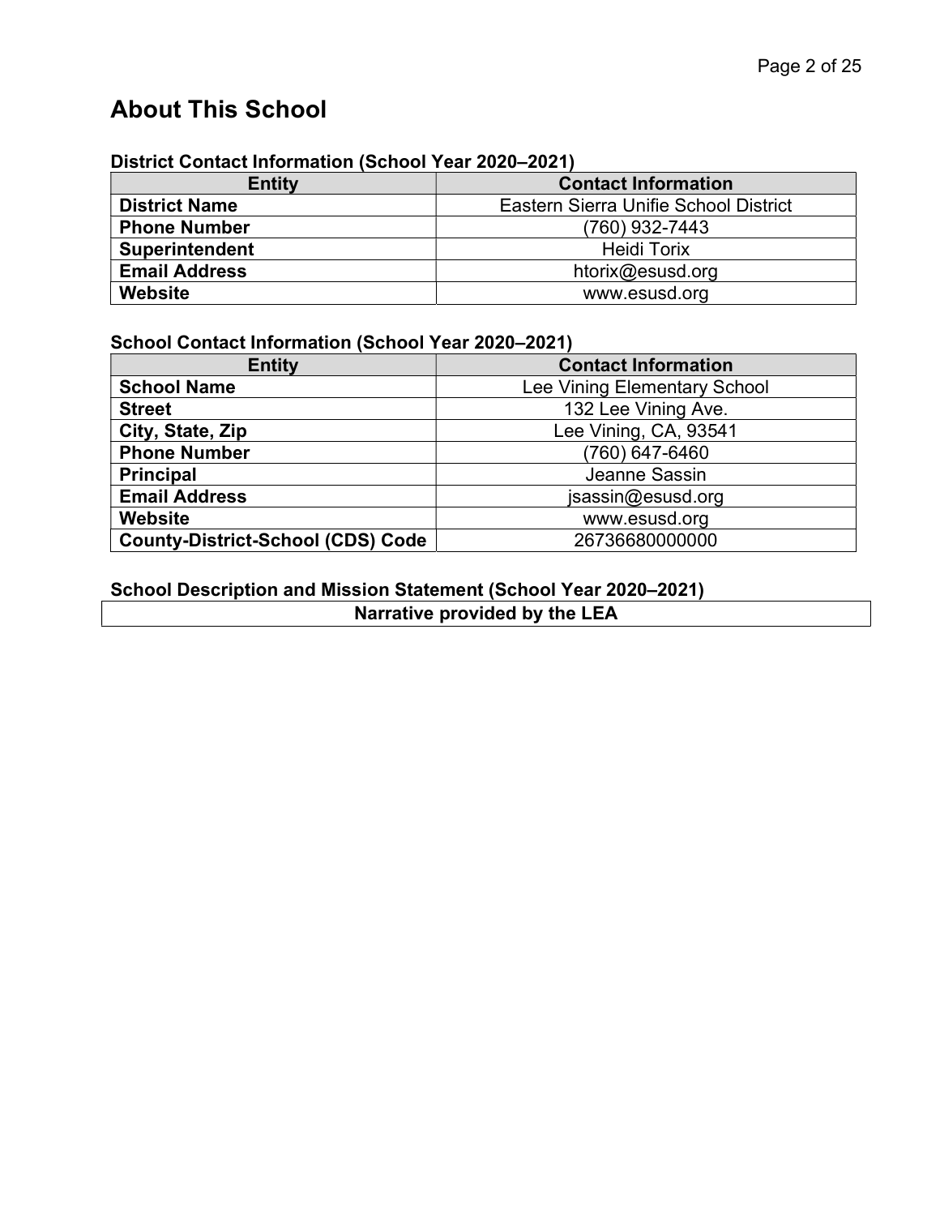# About This School

### District Contact Information (School Year 2020–2021)

| Entity | Contact Information |
|---|---|
| **District Name** | Eastern Sierra Unifie School District |
| **Phone Number** | (760) 932-7443 |
| **Superintendent** | Heidi Torix |
| **Email Address** | htorix@esusd.org |
| **Website** | www.esusd.org |

### School Contact Information (School Year 2020–2021)

| Entity | Contact Information |
|---|---|
| **School Name** | Lee Vining Elementary School |
| **Street** | 132 Lee Vining Ave. |
| **City, State, Zip** | Lee Vining, CA, 93541 |
| **Phone Number** | (760) 647-6460 |
| **Principal** | Jeanne Sassin |
| **Email Address** | jsassin@esusd.org |
| **Website** | www.esusd.org |
| **County-District-School (CDS) Code** | 26736680000000 |

### School Description and Mission Statement (School Year 2020–2021)

| Narrative provided by the LEA |
|---|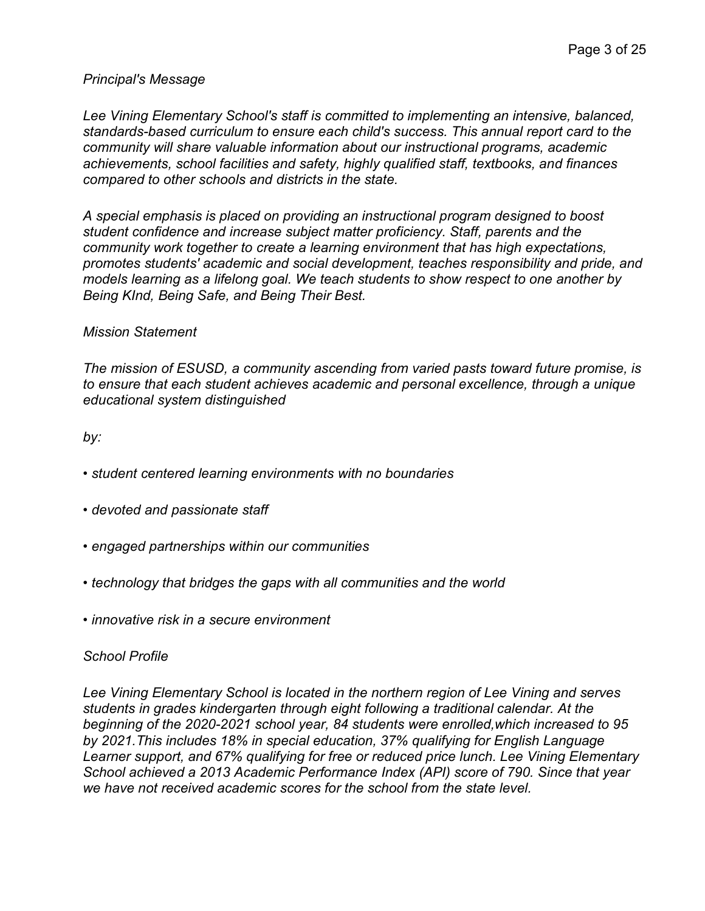*Principal's Message*

*Lee Vining Elementary School's staff is committed to implementing an intensive, balanced, standards-based curriculum to ensure each child's success. This annual report card to the community will share valuable information about our instructional programs, academic achievements, school facilities and safety, highly qualified staff, textbooks, and finances compared to other schools and districts in the state.*

*A special emphasis is placed on providing an instructional program designed to boost student confidence and increase subject matter proficiency. Staff, parents and the community work together to create a learning environment that has high expectations, promotes students' academic and social development, teaches responsibility and pride, and models learning as a lifelong goal. We teach students to show respect to one another by Being KInd, Being Safe, and Being Their Best.*

*Mission Statement*

*The mission of ESUSD, a community ascending from varied pasts toward future promise, is to ensure that each student achieves academic and personal excellence, through a unique educational system distinguished*

*by:*

- *student centered learning environments with no boundaries*
- *devoted and passionate staff*
- *engaged partnerships within our communities*
- *technology that bridges the gaps with all communities and the world*
- *innovative risk in a secure environment*

*School Profile*

*Lee Vining Elementary School is located in the northern region of Lee Vining and serves students in grades kindergarten through eight following a traditional calendar. At the beginning of the 2020-2021 school year, 84 students were enrolled,which increased to 95 by 2021.This includes 18% in special education, 37% qualifying for English Language Learner support, and 67% qualifying for free or reduced price lunch. Lee Vining Elementary School achieved a 2013 Academic Performance Index (API) score of 790. Since that year we have not received academic scores for the school from the state level.*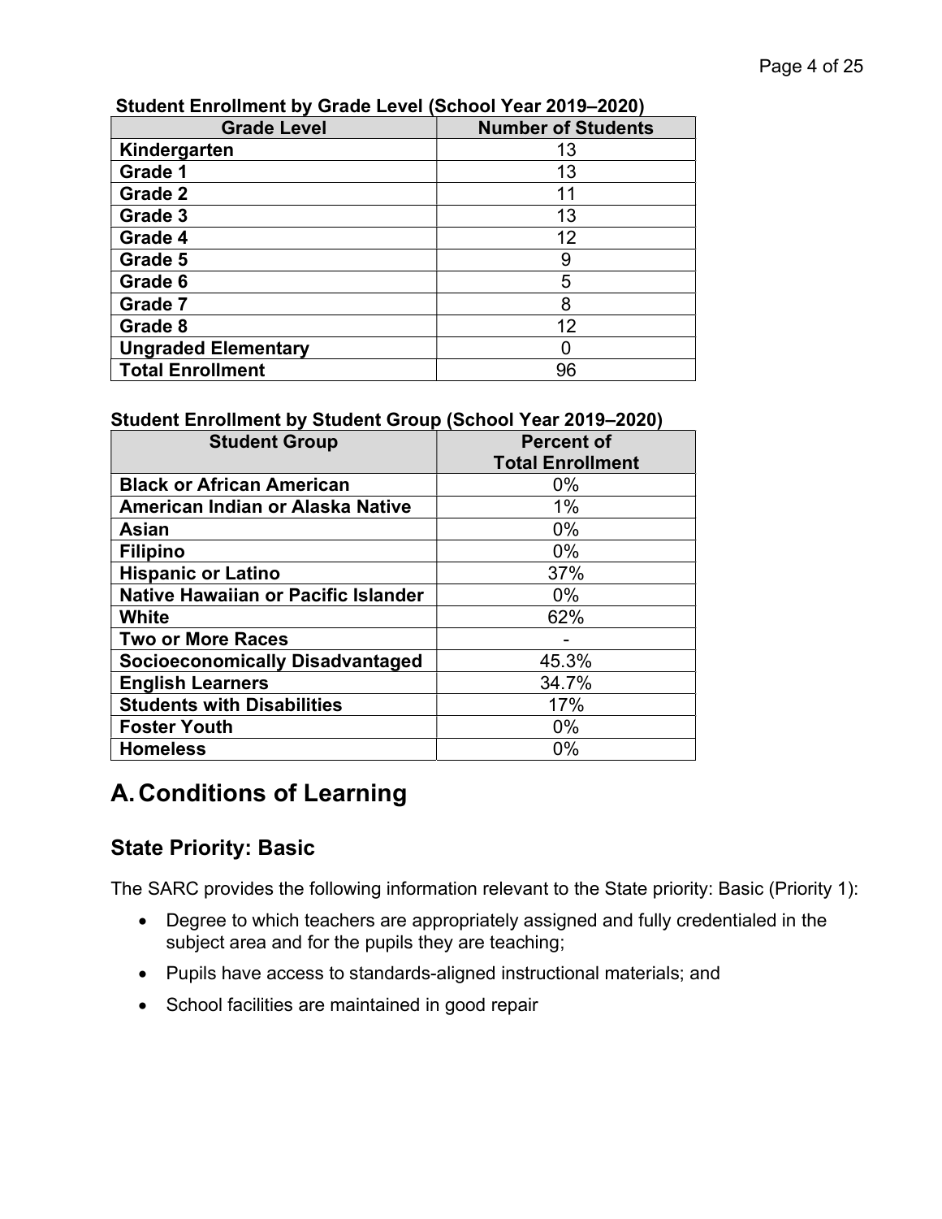**Student Enrollment by Grade Level (School Year 2019–2020)**

| Grade Level | Number of Students |
|---|---|
| Kindergarten | 13 |
| Grade 1 | 13 |
| Grade 2 | 11 |
| Grade 3 | 13 |
| Grade 4 | 12 |
| Grade 5 | 9 |
| Grade 6 | 5 |
| Grade 7 | 8 |
| Grade 8 | 12 |
| Ungraded Elementary | 0 |
| Total Enrollment | 96 |

**Student Enrollment by Student Group (School Year 2019–2020)**

| Student Group | Percent of Total Enrollment |
|---|---|
| Black or African American | 0% |
| American Indian or Alaska Native | 1% |
| Asian | 0% |
| Filipino | 0% |
| Hispanic or Latino | 37% |
| Native Hawaiian or Pacific Islander | 0% |
| White | 62% |
| Two or More Races | - |
| Socioeconomically Disadvantaged | 45.3% |
| English Learners | 34.7% |
| Students with Disabilities | 17% |
| Foster Youth | 0% |
| Homeless | 0% |

# A. Conditions of Learning

## State Priority: Basic

The SARC provides the following information relevant to the State priority: Basic (Priority 1):

- Degree to which teachers are appropriately assigned and fully credentialed in the subject area and for the pupils they are teaching;
- Pupils have access to standards-aligned instructional materials; and
- School facilities are maintained in good repair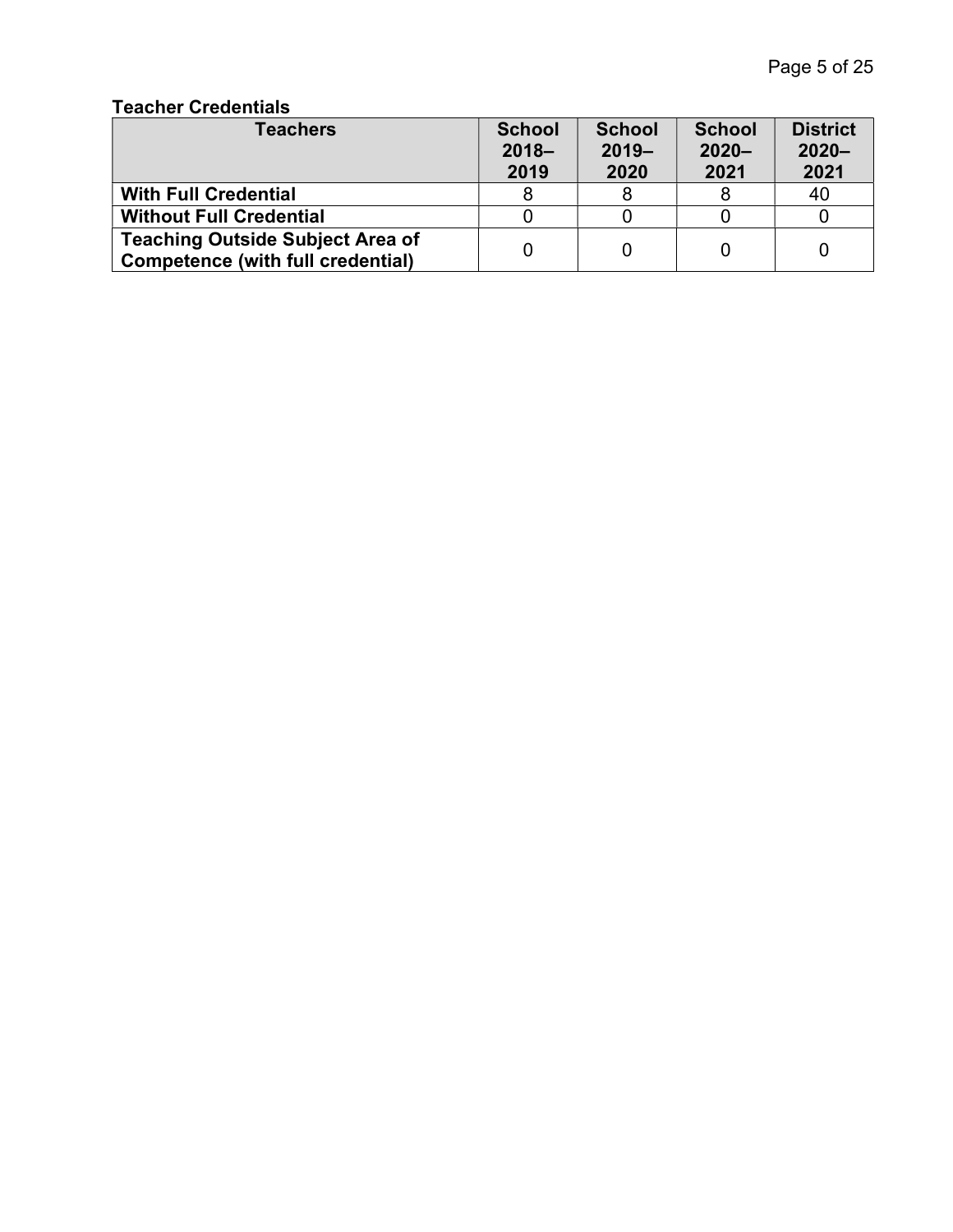**Teacher Credentials**

| Teachers | School 2018–2019 | School 2019–2020 | School 2020–2021 | District 2020–2021 |
|---|---|---|---|---|
| **With Full Credential** | 8 | 8 | 8 | 40 |
| **Without Full Credential** | 0 | 0 | 0 | 0 |
| **Teaching Outside Subject Area of Competence (with full credential)** | 0 | 0 | 0 | 0 |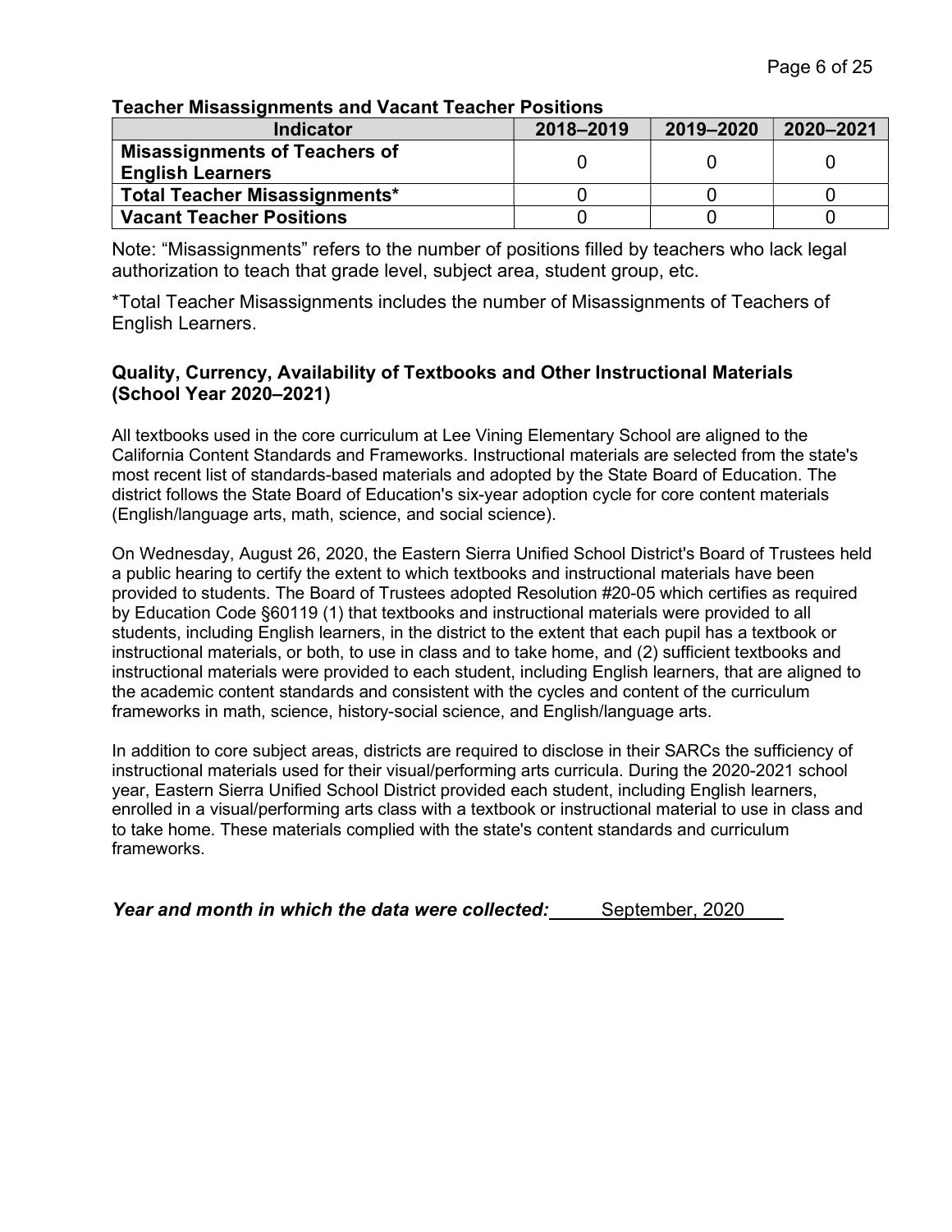### Teacher Misassignments and Vacant Teacher Positions

| Indicator | 2018–2019 | 2019–2020 | 2020–2021 |
|---|---|---|---|
| **Misassignments of Teachers of English Learners** | 0 | 0 | 0 |
| **Total Teacher Misassignments*** | 0 | 0 | 0 |
| **Vacant Teacher Positions** | 0 | 0 | 0 |

Note: “Misassignments” refers to the number of positions filled by teachers who lack legal authorization to teach that grade level, subject area, student group, etc.

*Total Teacher Misassignments includes the number of Misassignments of Teachers of English Learners.

### Quality, Currency, Availability of Textbooks and Other Instructional Materials (School Year 2020–2021)

All textbooks used in the core curriculum at Lee Vining Elementary School are aligned to the California Content Standards and Frameworks. Instructional materials are selected from the state's most recent list of standards-based materials and adopted by the State Board of Education. The district follows the State Board of Education's six-year adoption cycle for core content materials (English/language arts, math, science, and social science).

On Wednesday, August 26, 2020, the Eastern Sierra Unified School District's Board of Trustees held a public hearing to certify the extent to which textbooks and instructional materials have been provided to students. The Board of Trustees adopted Resolution #20-05 which certifies as required by Education Code §60119 (1) that textbooks and instructional materials were provided to all students, including English learners, in the district to the extent that each pupil has a textbook or instructional materials, or both, to use in class and to take home, and (2) sufficient textbooks and instructional materials were provided to each student, including English learners, that are aligned to the academic content standards and consistent with the cycles and content of the curriculum frameworks in math, science, history-social science, and English/language arts.

In addition to core subject areas, districts are required to disclose in their SARCs the sufficiency of instructional materials used for their visual/performing arts curricula. During the 2020-2021 school year, Eastern Sierra Unified School District provided each student, including English learners, enrolled in a visual/performing arts class with a textbook or instructional material to use in class and to take home. These materials complied with the state's content standards and curriculum frameworks.

***Year and month in which the data were collected:*** September, 2020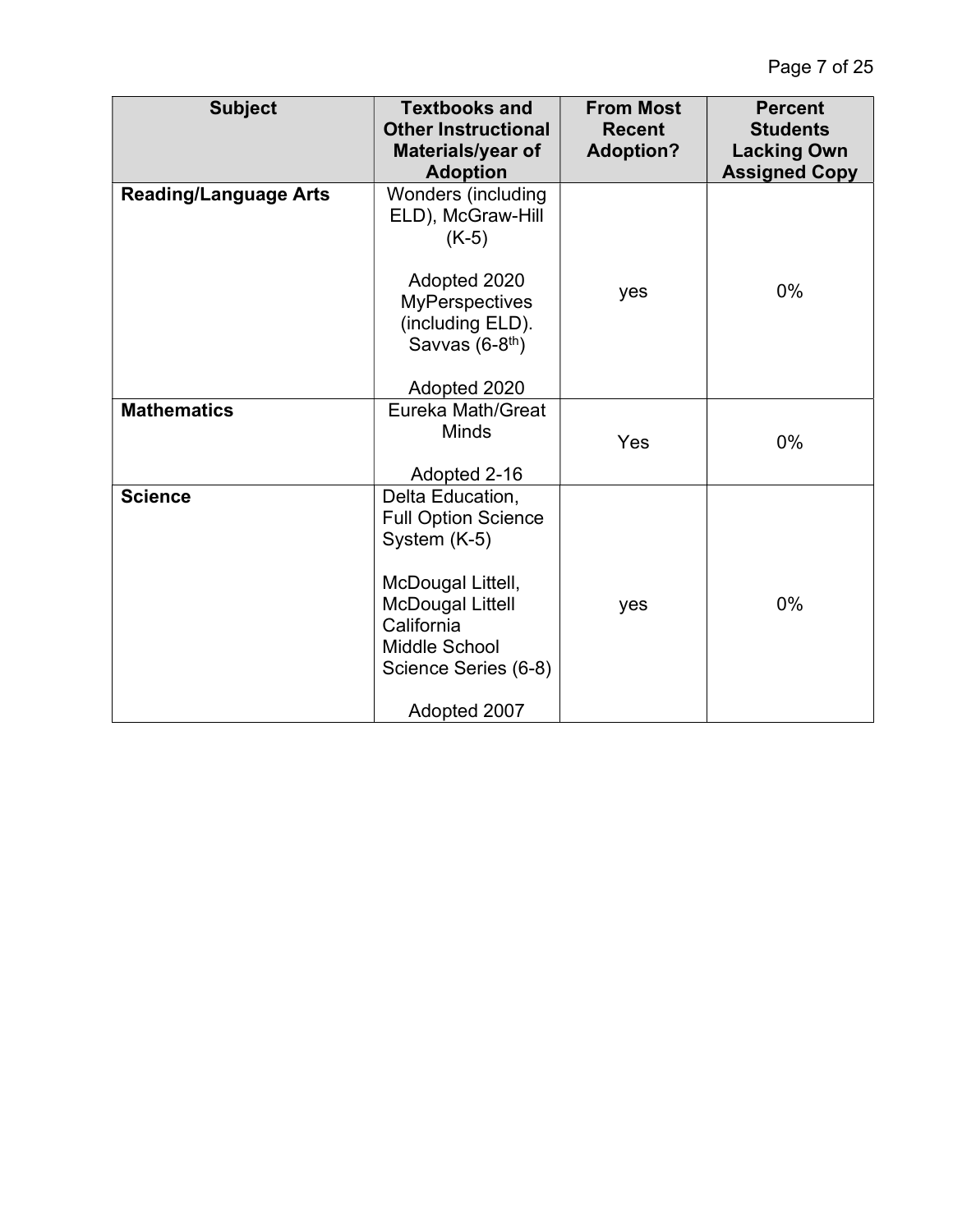| Subject | Textbooks and Other Instructional Materials/year of Adoption | From Most Recent Adoption? | Percent Students Lacking Own Assigned Copy |
|---|---|---|---|
| **Reading/Language Arts** | Wonders (including ELD), McGraw-Hill (K-5)<br><br>Adopted 2020<br>MyPerspectives (including ELD). Savvas (6-8th)<br><br>Adopted 2020 | yes | 0% |
| **Mathematics** | Eureka Math/Great Minds<br><br>Adopted 2-16 | Yes | 0% |
| **Science** | Delta Education, Full Option Science System (K-5)<br><br>McDougal Littell, McDougal Littell California Middle School Science Series (6-8)<br><br>Adopted 2007 | yes | 0% |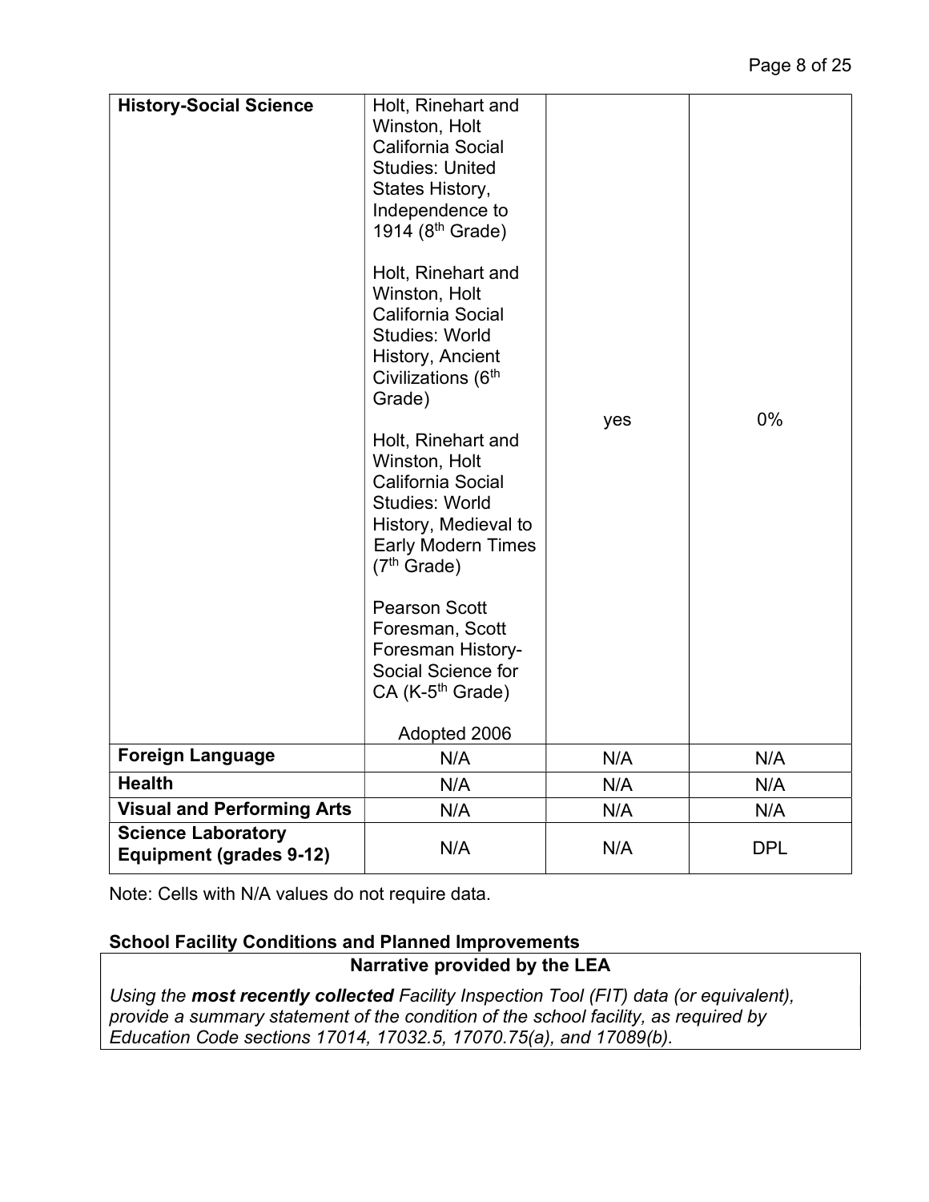| **History-Social Science** | Holt, Rinehart and Winston, Holt California Social Studies: United States History, Independence to 1914 (8th Grade)<br><br>Holt, Rinehart and Winston, Holt California Social Studies: World History, Ancient Civilizations (6th Grade)<br><br>Holt, Rinehart and Winston, Holt California Social Studies: World History, Medieval to Early Modern Times (7th Grade)<br><br>Pearson Scott Foresman, Scott Foresman History-Social Science for CA (K-5th Grade)<br><br>Adopted 2006 | yes | 0% |
|---|---|---|---|
| **Foreign Language** | N/A | N/A | N/A |
| **Health** | N/A | N/A | N/A |
| **Visual and Performing Arts** | N/A | N/A | N/A |
| **Science Laboratory Equipment (grades 9-12)** | N/A | N/A | DPL |

Note: Cells with N/A values do not require data.

**School Facility Conditions and Planned Improvements**

| **Narrative provided by the LEA** |
|---|
| *Using the **most recently collected** Facility Inspection Tool (FIT) data (or equivalent), provide a summary statement of the condition of the school facility, as required by Education Code sections 17014, 17032.5, 17070.75(a), and 17089(b).* |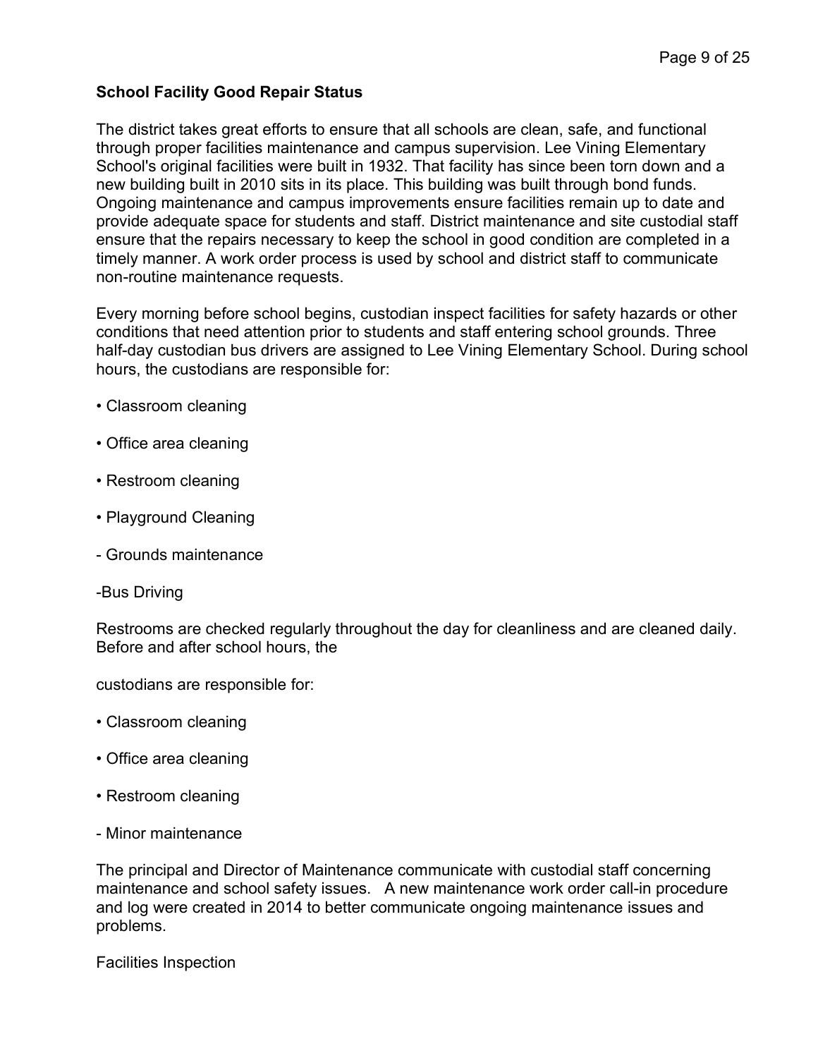**School Facility Good Repair Status**

The district takes great efforts to ensure that all schools are clean, safe, and functional through proper facilities maintenance and campus supervision. Lee Vining Elementary School's original facilities were built in 1932. That facility has since been torn down and a new building built in 2010 sits in its place. This building was built through bond funds. Ongoing maintenance and campus improvements ensure facilities remain up to date and provide adequate space for students and staff. District maintenance and site custodial staff ensure that the repairs necessary to keep the school in good condition are completed in a timely manner. A work order process is used by school and district staff to communicate non-routine maintenance requests.

Every morning before school begins, custodian inspect facilities for safety hazards or other conditions that need attention prior to students and staff entering school grounds. Three half-day custodian bus drivers are assigned to Lee Vining Elementary School. During school hours, the custodians are responsible for:

- Classroom cleaning
- Office area cleaning
- Restroom cleaning
- Playground Cleaning
- Grounds maintenance
- Bus Driving

Restrooms are checked regularly throughout the day for cleanliness and are cleaned daily. Before and after school hours, the

custodians are responsible for:

- Classroom cleaning
- Office area cleaning
- Restroom cleaning
- Minor maintenance

The principal and Director of Maintenance communicate with custodial staff concerning maintenance and school safety issues. A new maintenance work order call-in procedure and log were created in 2014 to better communicate ongoing maintenance issues and problems.

Facilities Inspection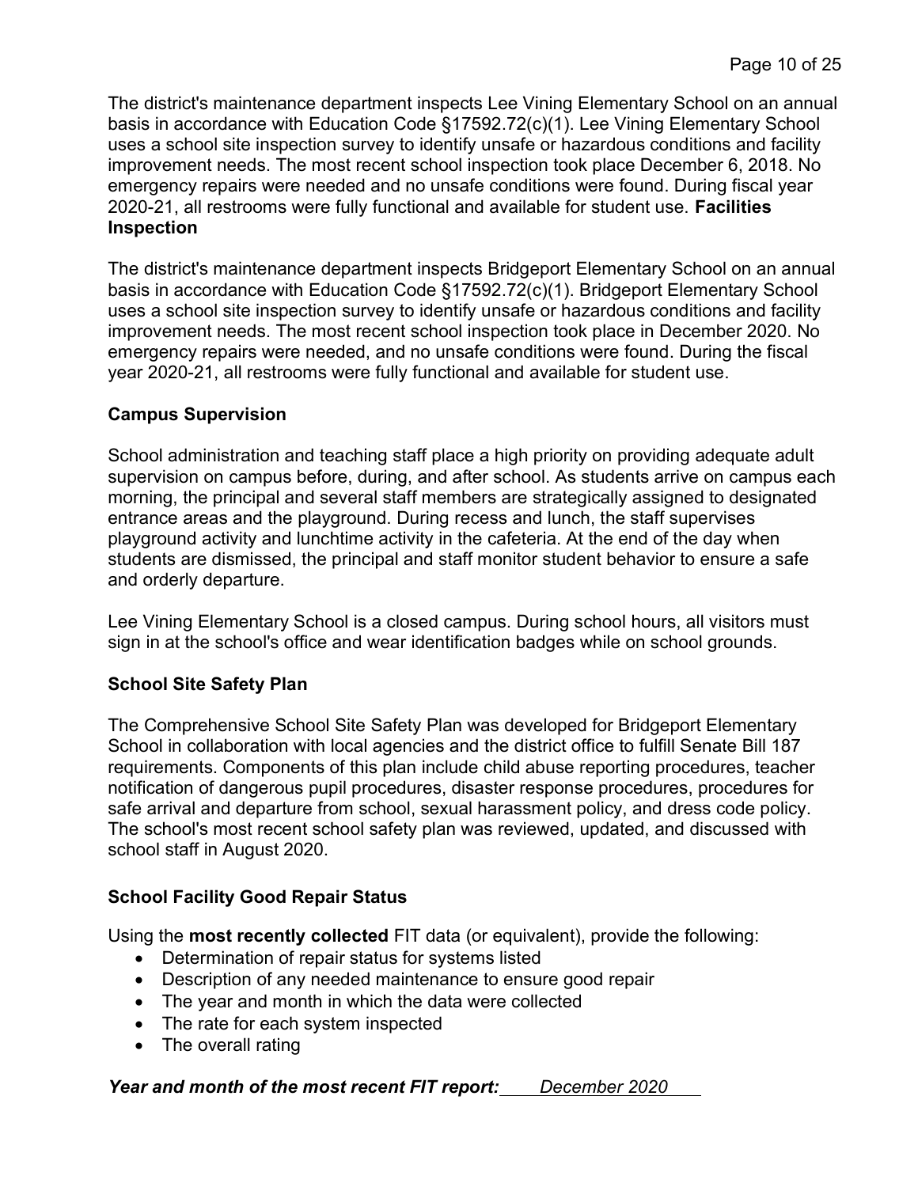The district's maintenance department inspects Lee Vining Elementary School on an annual basis in accordance with Education Code §17592.72(c)(1). Lee Vining Elementary School uses a school site inspection survey to identify unsafe or hazardous conditions and facility improvement needs. The most recent school inspection took place December 6, 2018. No emergency repairs were needed and no unsafe conditions were found. During fiscal year 2020-21, all restrooms were fully functional and available for student use. **Facilities Inspection**

The district's maintenance department inspects Bridgeport Elementary School on an annual basis in accordance with Education Code §17592.72(c)(1). Bridgeport Elementary School uses a school site inspection survey to identify unsafe or hazardous conditions and facility improvement needs. The most recent school inspection took place in December 2020. No emergency repairs were needed, and no unsafe conditions were found. During the fiscal year 2020-21, all restrooms were fully functional and available for student use.

### Campus Supervision

School administration and teaching staff place a high priority on providing adequate adult supervision on campus before, during, and after school. As students arrive on campus each morning, the principal and several staff members are strategically assigned to designated entrance areas and the playground. During recess and lunch, the staff supervises playground activity and lunchtime activity in the cafeteria. At the end of the day when students are dismissed, the principal and staff monitor student behavior to ensure a safe and orderly departure.

Lee Vining Elementary School is a closed campus. During school hours, all visitors must sign in at the school's office and wear identification badges while on school grounds.

### School Site Safety Plan

The Comprehensive School Site Safety Plan was developed for Bridgeport Elementary School in collaboration with local agencies and the district office to fulfill Senate Bill 187 requirements. Components of this plan include child abuse reporting procedures, teacher notification of dangerous pupil procedures, disaster response procedures, procedures for safe arrival and departure from school, sexual harassment policy, and dress code policy. The school's most recent school safety plan was reviewed, updated, and discussed with school staff in August 2020.

### School Facility Good Repair Status

Using the **most recently collected** FIT data (or equivalent), provide the following:

- Determination of repair status for systems listed
- Description of any needed maintenance to ensure good repair
- The year and month in which the data were collected
- The rate for each system inspected
- The overall rating

***Year and month of the most recent FIT report:*** *December 2020*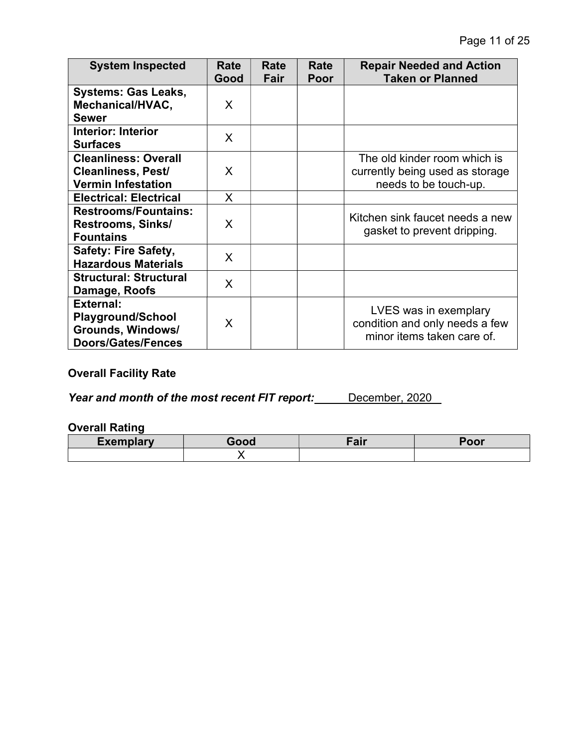| System Inspected | Rate Good | Rate Fair | Rate Poor | Repair Needed and Action Taken or Planned |
|---|---|---|---|---|
| **Systems: Gas Leaks, Mechanical/HVAC, Sewer** | X | | | |
| **Interior: Interior Surfaces** | X | | | |
| **Cleanliness: Overall Cleanliness, Pest/ Vermin Infestation** | X | | | The old kinder room which is currently being used as storage needs to be touch-up. |
| **Electrical: Electrical** | X | | | |
| **Restrooms/Fountains: Restrooms, Sinks/ Fountains** | X | | | Kitchen sink faucet needs a new gasket to prevent dripping. |
| **Safety: Fire Safety, Hazardous Materials** | X | | | |
| **Structural: Structural Damage, Roofs** | X | | | |
| **External: Playground/School Grounds, Windows/ Doors/Gates/Fences** | X | | | LVES was in exemplary condition and only needs a few minor items taken care of. |

**Overall Facility Rate**

***Year and month of the most recent FIT report:*** December, 2020

**Overall Rating**

| Exemplary | Good | Fair | Poor |
|---|---|---|---|
| | X | | |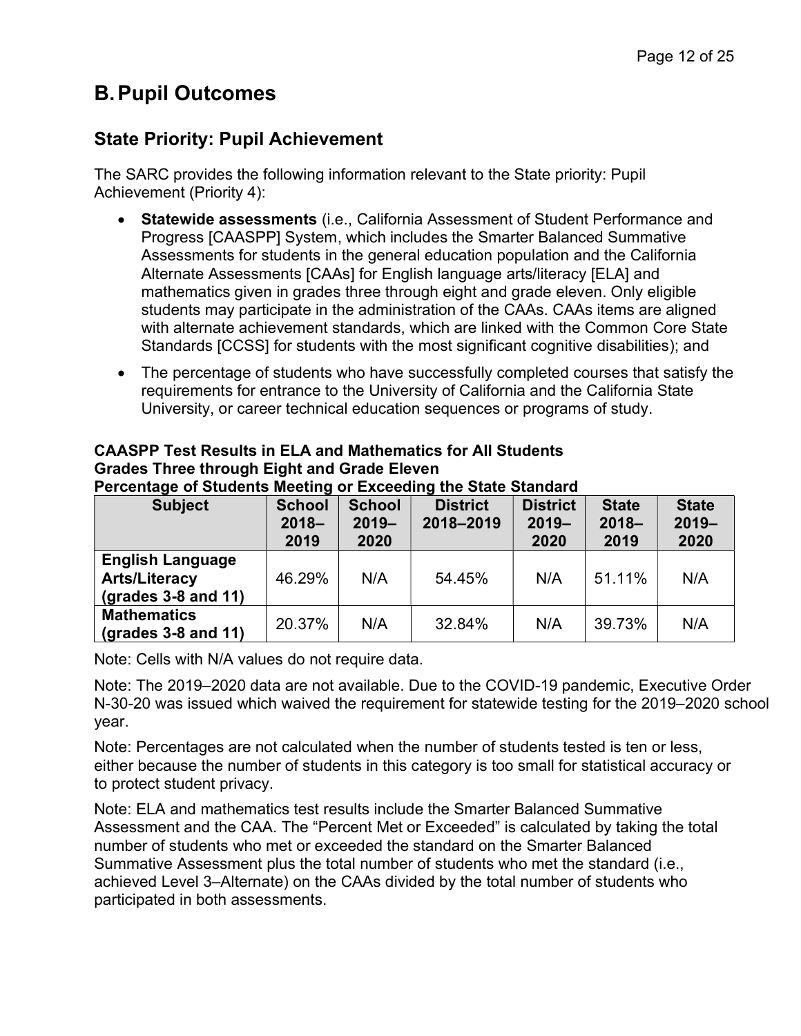# B. Pupil Outcomes

## State Priority: Pupil Achievement

The SARC provides the following information relevant to the State priority: Pupil Achievement (Priority 4):

- **Statewide assessments** (i.e., California Assessment of Student Performance and Progress [CAASPP] System, which includes the Smarter Balanced Summative Assessments for students in the general education population and the California Alternate Assessments [CAAs] for English language arts/literacy [ELA] and mathematics given in grades three through eight and grade eleven. Only eligible students may participate in the administration of the CAAs. CAAs items are aligned with alternate achievement standards, which are linked with the Common Core State Standards [CCSS] for students with the most significant cognitive disabilities); and
- The percentage of students who have successfully completed courses that satisfy the requirements for entrance to the University of California and the California State University, or career technical education sequences or programs of study.

**CAASPP Test Results in ELA and Mathematics for All Students**
**Grades Three through Eight and Grade Eleven**
**Percentage of Students Meeting or Exceeding the State Standard**

| Subject | School 2018–2019 | School 2019–2020 | District 2018–2019 | District 2019–2020 | State 2018–2019 | State 2019–2020 |
|---|---|---|---|---|---|---|
| **English Language Arts/Literacy (grades 3-8 and 11)** | 46.29% | N/A | 54.45% | N/A | 51.11% | N/A |
| **Mathematics (grades 3-8 and 11)** | 20.37% | N/A | 32.84% | N/A | 39.73% | N/A |

Note: Cells with N/A values do not require data.

Note: The 2019–2020 data are not available. Due to the COVID-19 pandemic, Executive Order N-30-20 was issued which waived the requirement for statewide testing for the 2019–2020 school year.

Note: Percentages are not calculated when the number of students tested is ten or less, either because the number of students in this category is too small for statistical accuracy or to protect student privacy.

Note: ELA and mathematics test results include the Smarter Balanced Summative Assessment and the CAA. The “Percent Met or Exceeded” is calculated by taking the total number of students who met or exceeded the standard on the Smarter Balanced Summative Assessment plus the total number of students who met the standard (i.e., achieved Level 3–Alternate) on the CAAs divided by the total number of students who participated in both assessments.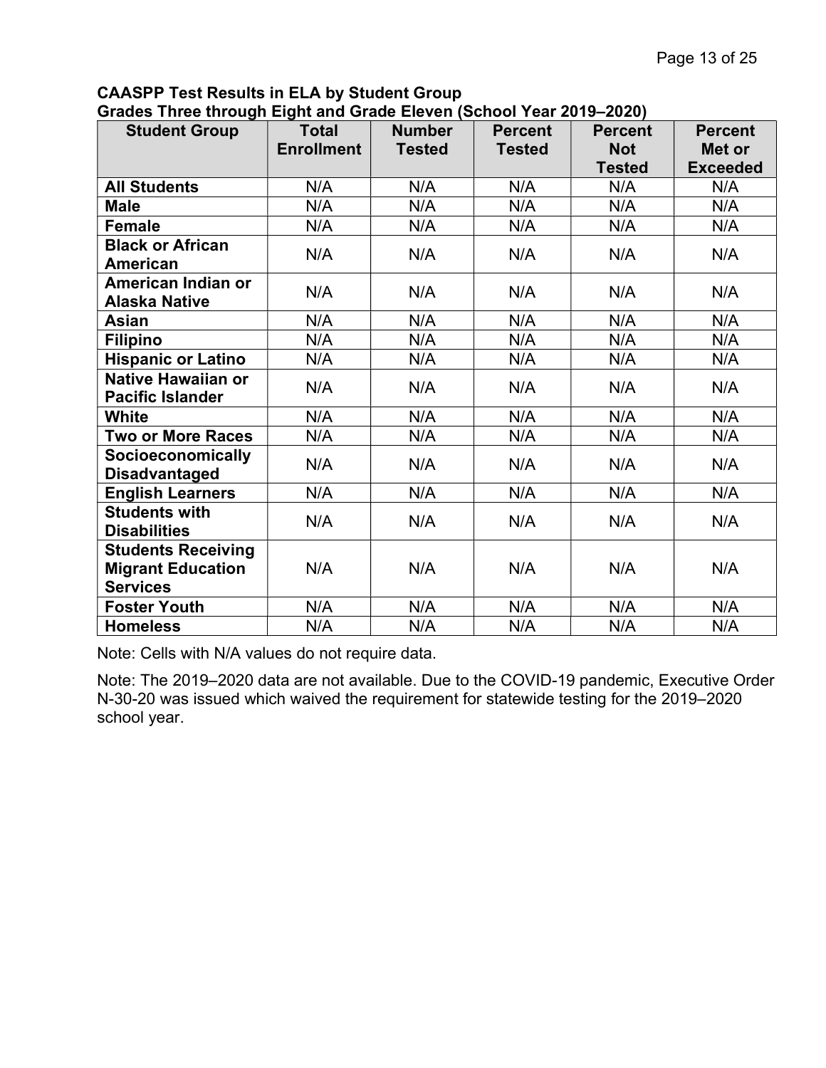**CAASPP Test Results in ELA by Student Group**
**Grades Three through Eight and Grade Eleven (School Year 2019–2020)**

| Student Group | Total Enrollment | Number Tested | Percent Tested | Percent Not Tested | Percent Met or Exceeded |
|---|---|---|---|---|---|
| **All Students** | N/A | N/A | N/A | N/A | N/A |
| **Male** | N/A | N/A | N/A | N/A | N/A |
| **Female** | N/A | N/A | N/A | N/A | N/A |
| **Black or African American** | N/A | N/A | N/A | N/A | N/A |
| **American Indian or Alaska Native** | N/A | N/A | N/A | N/A | N/A |
| **Asian** | N/A | N/A | N/A | N/A | N/A |
| **Filipino** | N/A | N/A | N/A | N/A | N/A |
| **Hispanic or Latino** | N/A | N/A | N/A | N/A | N/A |
| **Native Hawaiian or Pacific Islander** | N/A | N/A | N/A | N/A | N/A |
| **White** | N/A | N/A | N/A | N/A | N/A |
| **Two or More Races** | N/A | N/A | N/A | N/A | N/A |
| **Socioeconomically Disadvantaged** | N/A | N/A | N/A | N/A | N/A |
| **English Learners** | N/A | N/A | N/A | N/A | N/A |
| **Students with Disabilities** | N/A | N/A | N/A | N/A | N/A |
| **Students Receiving Migrant Education Services** | N/A | N/A | N/A | N/A | N/A |
| **Foster Youth** | N/A | N/A | N/A | N/A | N/A |
| **Homeless** | N/A | N/A | N/A | N/A | N/A |

Note: Cells with N/A values do not require data.

Note: The 2019–2020 data are not available. Due to the COVID-19 pandemic, Executive Order N-30-20 was issued which waived the requirement for statewide testing for the 2019–2020 school year.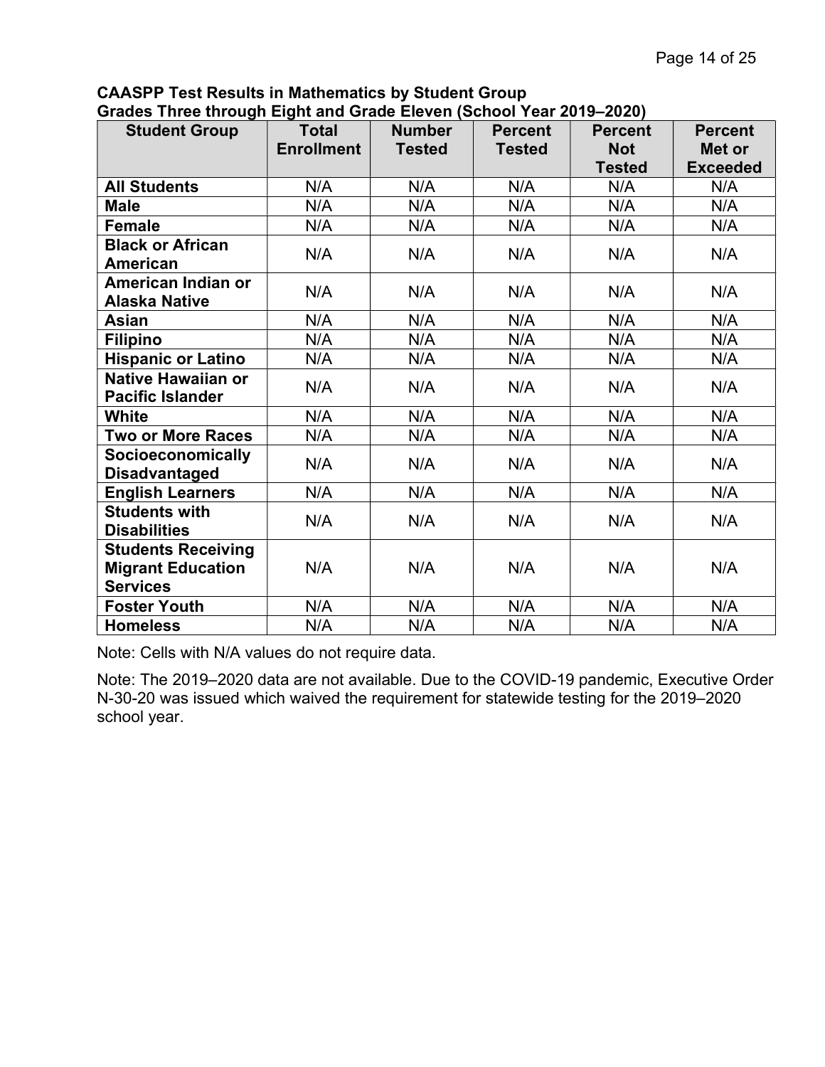**CAASPP Test Results in Mathematics by Student Group**
**Grades Three through Eight and Grade Eleven (School Year 2019–2020)**

| Student Group | Total Enrollment | Number Tested | Percent Tested | Percent Not Tested | Percent Met or Exceeded |
|---|---|---|---|---|---|
| **All Students** | N/A | N/A | N/A | N/A | N/A |
| **Male** | N/A | N/A | N/A | N/A | N/A |
| **Female** | N/A | N/A | N/A | N/A | N/A |
| **Black or African American** | N/A | N/A | N/A | N/A | N/A |
| **American Indian or Alaska Native** | N/A | N/A | N/A | N/A | N/A |
| **Asian** | N/A | N/A | N/A | N/A | N/A |
| **Filipino** | N/A | N/A | N/A | N/A | N/A |
| **Hispanic or Latino** | N/A | N/A | N/A | N/A | N/A |
| **Native Hawaiian or Pacific Islander** | N/A | N/A | N/A | N/A | N/A |
| **White** | N/A | N/A | N/A | N/A | N/A |
| **Two or More Races** | N/A | N/A | N/A | N/A | N/A |
| **Socioeconomically Disadvantaged** | N/A | N/A | N/A | N/A | N/A |
| **English Learners** | N/A | N/A | N/A | N/A | N/A |
| **Students with Disabilities** | N/A | N/A | N/A | N/A | N/A |
| **Students Receiving Migrant Education Services** | N/A | N/A | N/A | N/A | N/A |
| **Foster Youth** | N/A | N/A | N/A | N/A | N/A |
| **Homeless** | N/A | N/A | N/A | N/A | N/A |

Note: Cells with N/A values do not require data.

Note: The 2019–2020 data are not available. Due to the COVID-19 pandemic, Executive Order N-30-20 was issued which waived the requirement for statewide testing for the 2019–2020 school year.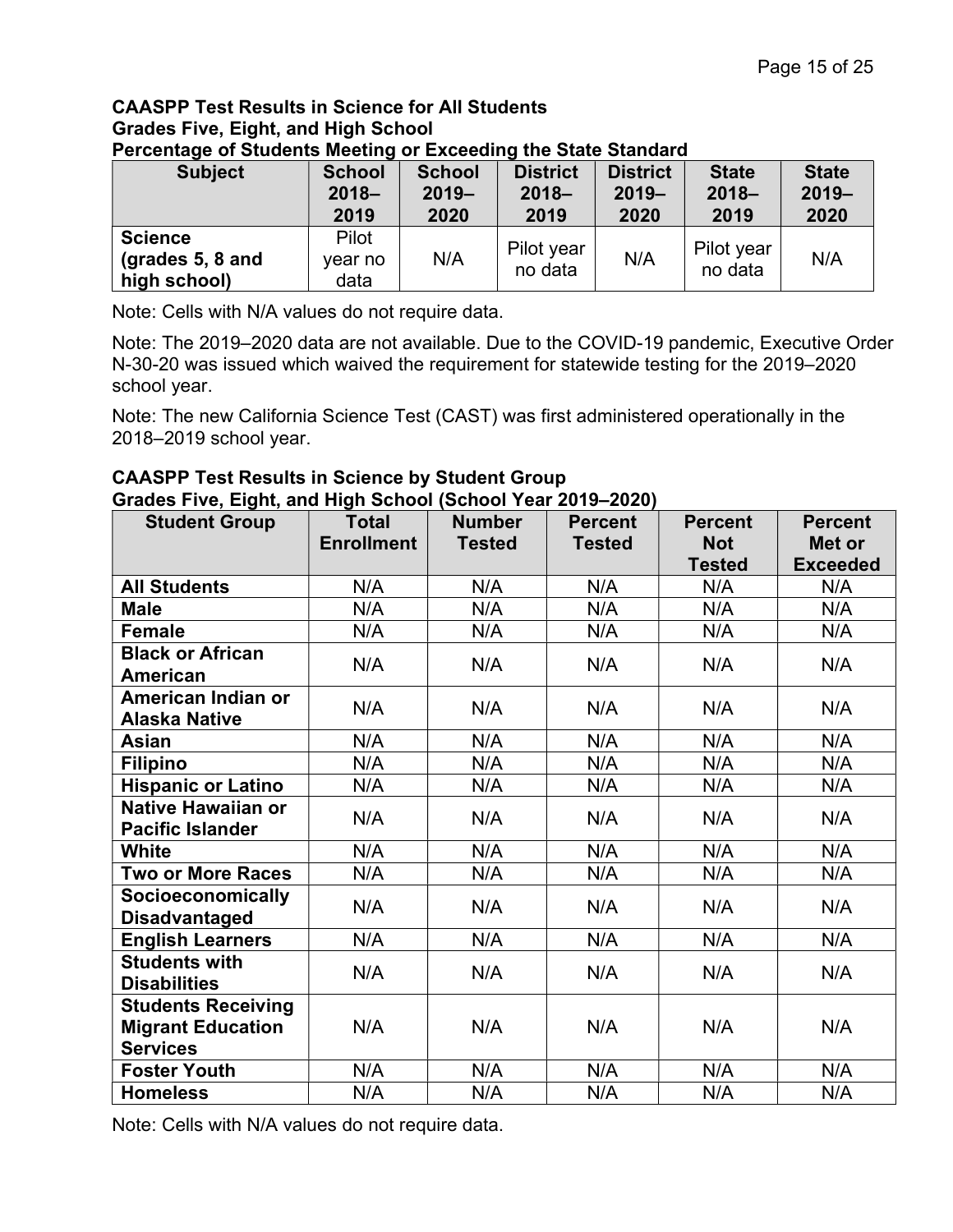**CAASPP Test Results in Science for All Students**
**Grades Five, Eight, and High School**
**Percentage of Students Meeting or Exceeding the State Standard**

| Subject | School 2018–2019 | School 2019–2020 | District 2018–2019 | District 2019–2020 | State 2018–2019 | State 2019–2020 |
|---|---|---|---|---|---|---|
| **Science (grades 5, 8 and high school)** | Pilot year no data | N/A | Pilot year no data | N/A | Pilot year no data | N/A |

Note: Cells with N/A values do not require data.

Note: The 2019–2020 data are not available. Due to the COVID-19 pandemic, Executive Order N-30-20 was issued which waived the requirement for statewide testing for the 2019–2020 school year.

Note: The new California Science Test (CAST) was first administered operationally in the 2018–2019 school year.

**CAASPP Test Results in Science by Student Group**
**Grades Five, Eight, and High School (School Year 2019–2020)**

| Student Group | Total Enrollment | Number Tested | Percent Tested | Percent Not Tested | Percent Met or Exceeded |
|---|---|---|---|---|---|
| **All Students** | N/A | N/A | N/A | N/A | N/A |
| **Male** | N/A | N/A | N/A | N/A | N/A |
| **Female** | N/A | N/A | N/A | N/A | N/A |
| **Black or African American** | N/A | N/A | N/A | N/A | N/A |
| **American Indian or Alaska Native** | N/A | N/A | N/A | N/A | N/A |
| **Asian** | N/A | N/A | N/A | N/A | N/A |
| **Filipino** | N/A | N/A | N/A | N/A | N/A |
| **Hispanic or Latino** | N/A | N/A | N/A | N/A | N/A |
| **Native Hawaiian or Pacific Islander** | N/A | N/A | N/A | N/A | N/A |
| **White** | N/A | N/A | N/A | N/A | N/A |
| **Two or More Races** | N/A | N/A | N/A | N/A | N/A |
| **Socioeconomically Disadvantaged** | N/A | N/A | N/A | N/A | N/A |
| **English Learners** | N/A | N/A | N/A | N/A | N/A |
| **Students with Disabilities** | N/A | N/A | N/A | N/A | N/A |
| **Students Receiving Migrant Education Services** | N/A | N/A | N/A | N/A | N/A |
| **Foster Youth** | N/A | N/A | N/A | N/A | N/A |
| **Homeless** | N/A | N/A | N/A | N/A | N/A |

Note: Cells with N/A values do not require data.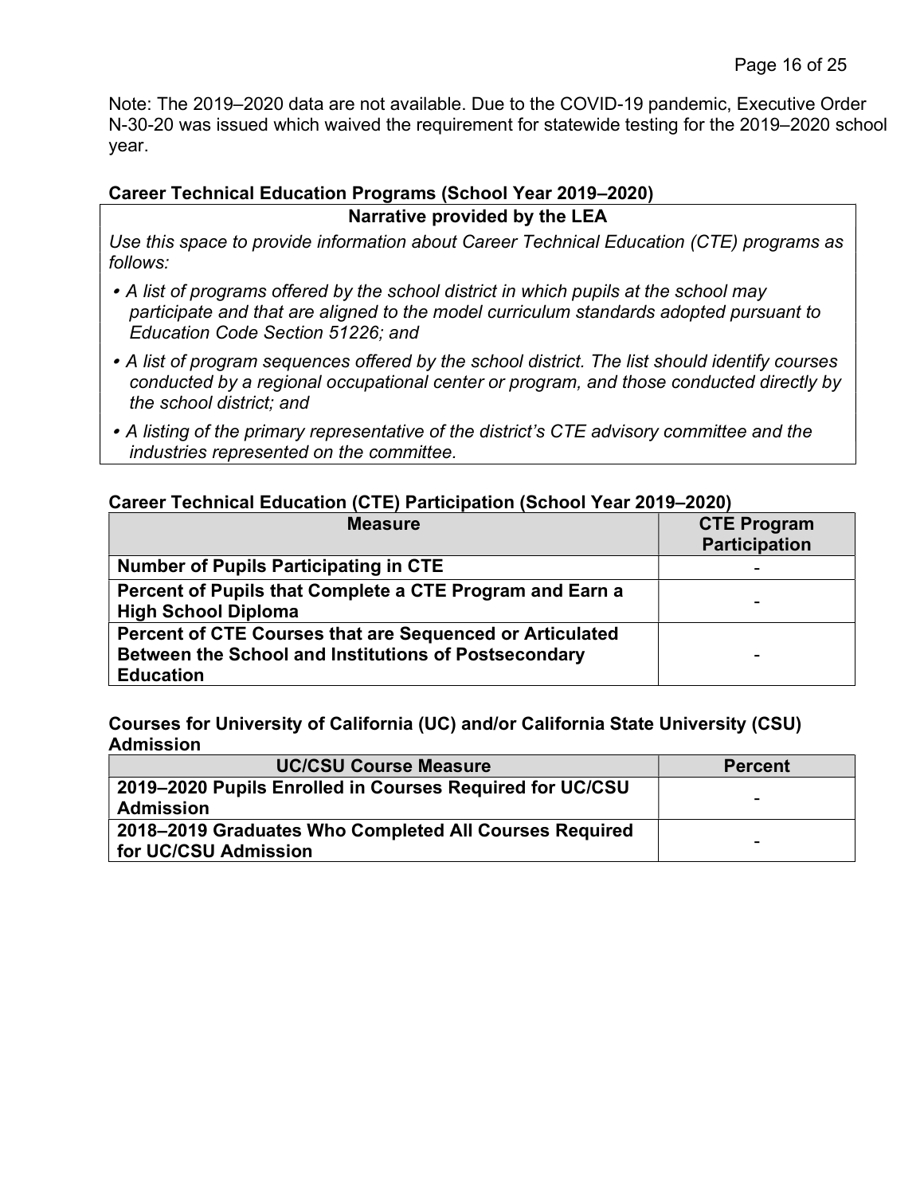Note: The 2019–2020 data are not available. Due to the COVID-19 pandemic, Executive Order N-30-20 was issued which waived the requirement for statewide testing for the 2019–2020 school year.

### Career Technical Education Programs (School Year 2019–2020)

| Narrative provided by the LEA |
| --- |
| *Use this space to provide information about Career Technical Education (CTE) programs as follows:*<br>• *A list of programs offered by the school district in which pupils at the school may participate and that are aligned to the model curriculum standards adopted pursuant to Education Code Section 51226; and*<br>• *A list of program sequences offered by the school district. The list should identify courses conducted by a regional occupational center or program, and those conducted directly by the school district; and*<br>• *A listing of the primary representative of the district's CTE advisory committee and the industries represented on the committee.* |

### Career Technical Education (CTE) Participation (School Year 2019–2020)

| Measure | CTE Program Participation |
| --- | --- |
| **Number of Pupils Participating in CTE** | - |
| **Percent of Pupils that Complete a CTE Program and Earn a High School Diploma** | - |
| **Percent of CTE Courses that are Sequenced or Articulated Between the School and Institutions of Postsecondary Education** | - |

### Courses for University of California (UC) and/or California State University (CSU) Admission

| UC/CSU Course Measure | Percent |
| --- | --- |
| **2019–2020 Pupils Enrolled in Courses Required for UC/CSU Admission** | - |
| **2018–2019 Graduates Who Completed All Courses Required for UC/CSU Admission** | - |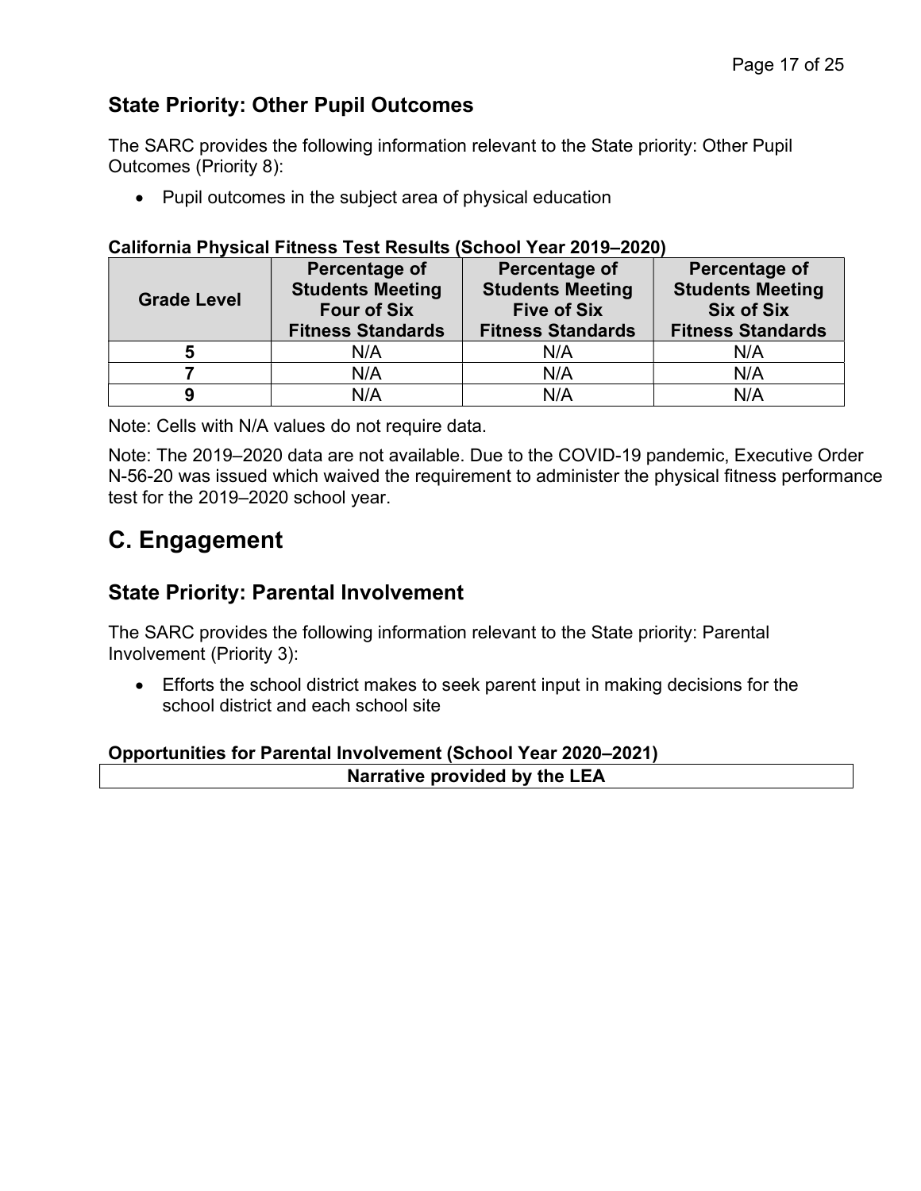## State Priority: Other Pupil Outcomes

The SARC provides the following information relevant to the State priority: Other Pupil Outcomes (Priority 8):

- Pupil outcomes in the subject area of physical education

**California Physical Fitness Test Results (School Year 2019–2020)**

| Grade Level | Percentage of Students Meeting Four of Six Fitness Standards | Percentage of Students Meeting Five of Six Fitness Standards | Percentage of Students Meeting Six of Six Fitness Standards |
|---|---|---|---|
| 5 | N/A | N/A | N/A |
| 7 | N/A | N/A | N/A |
| 9 | N/A | N/A | N/A |

Note: Cells with N/A values do not require data.

Note: The 2019–2020 data are not available. Due to the COVID-19 pandemic, Executive Order N-56-20 was issued which waived the requirement to administer the physical fitness performance test for the 2019–2020 school year.

# C. Engagement

## State Priority: Parental Involvement

The SARC provides the following information relevant to the State priority: Parental Involvement (Priority 3):

- Efforts the school district makes to seek parent input in making decisions for the school district and each school site

**Opportunities for Parental Involvement (School Year 2020–2021)**

| Narrative provided by the LEA |
|---|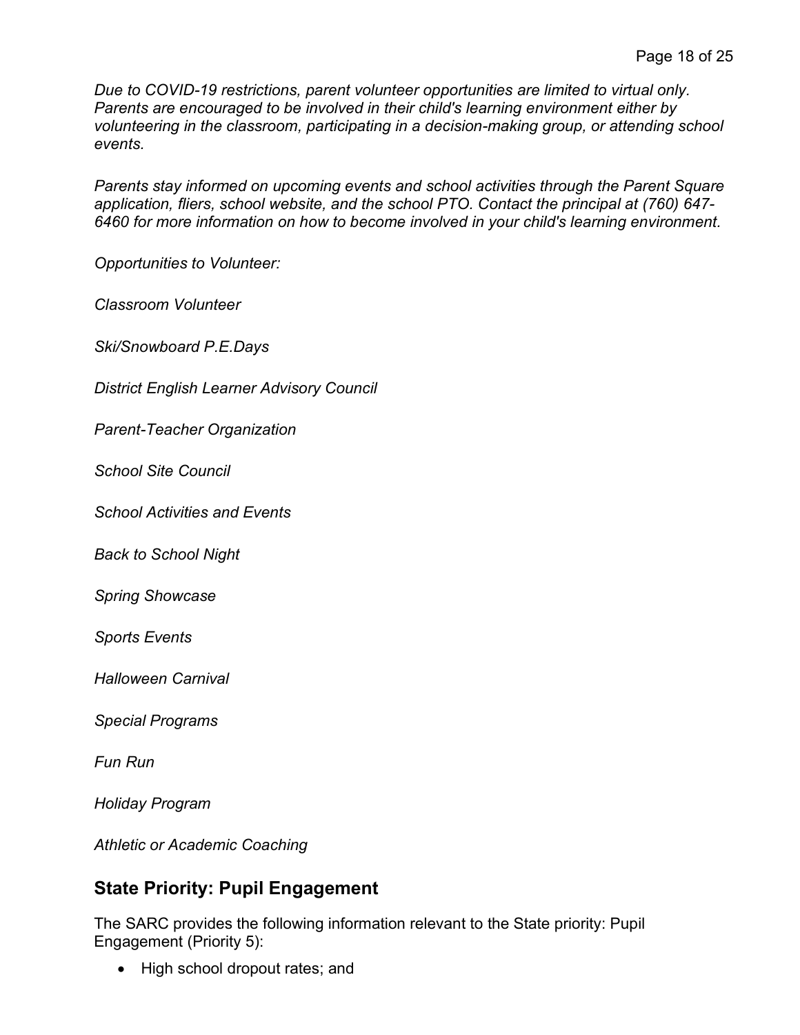*Due to COVID-19 restrictions, parent volunteer opportunities are limited to virtual only. Parents are encouraged to be involved in their child's learning environment either by volunteering in the classroom, participating in a decision-making group, or attending school events.*

*Parents stay informed on upcoming events and school activities through the Parent Square application, fliers, school website, and the school PTO. Contact the principal at (760) 647-6460 for more information on how to become involved in your child's learning environment.*

*Opportunities to Volunteer:*

*Classroom Volunteer*

*Ski/Snowboard P.E.Days*

*District English Learner Advisory Council*

*Parent-Teacher Organization*

*School Site Council*

*School Activities and Events*

*Back to School Night*

*Spring Showcase*

*Sports Events*

*Halloween Carnival*

*Special Programs*

*Fun Run*

*Holiday Program*

*Athletic or Academic Coaching*

## State Priority: Pupil Engagement

The SARC provides the following information relevant to the State priority: Pupil Engagement (Priority 5):

- High school dropout rates; and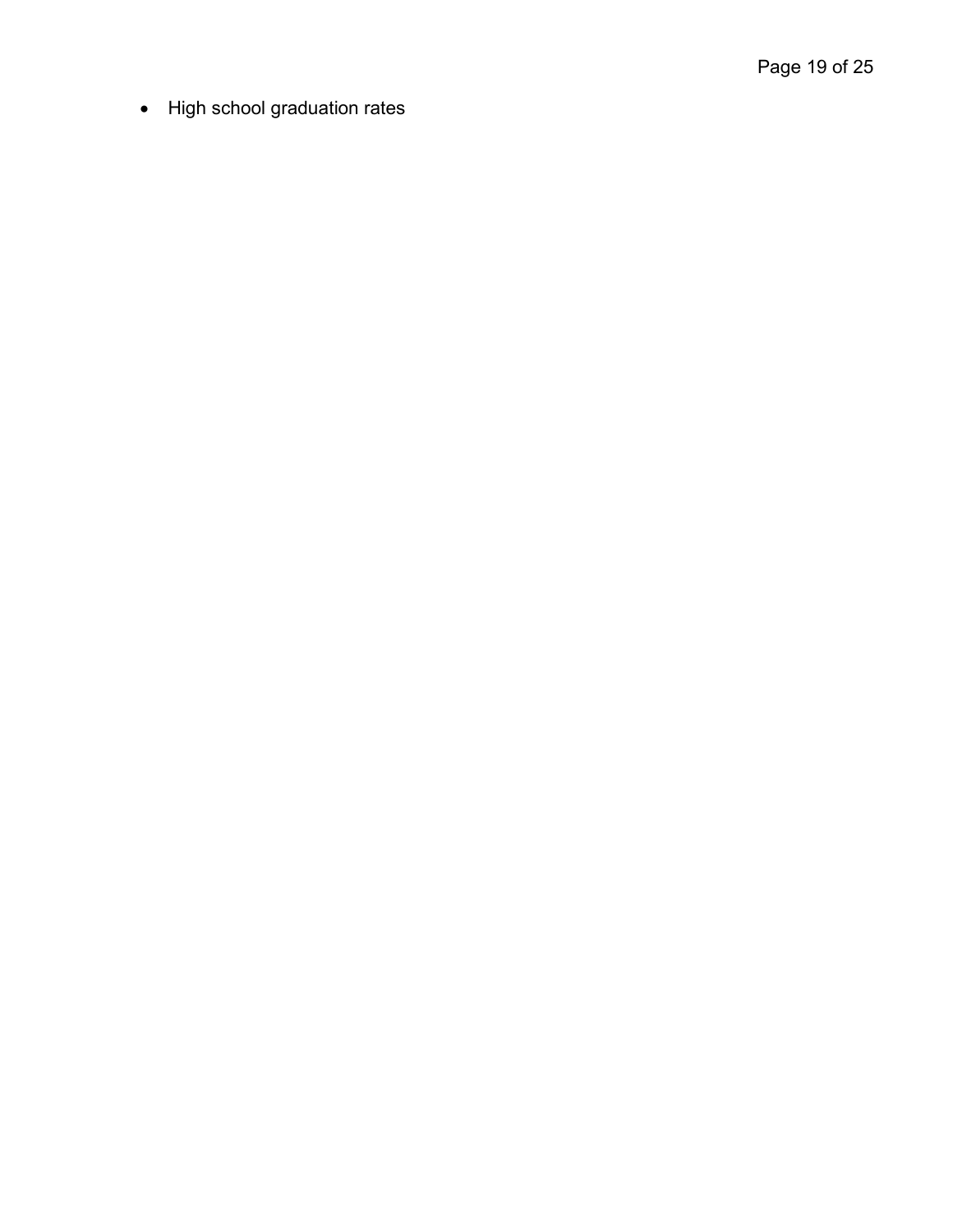- High school graduation rates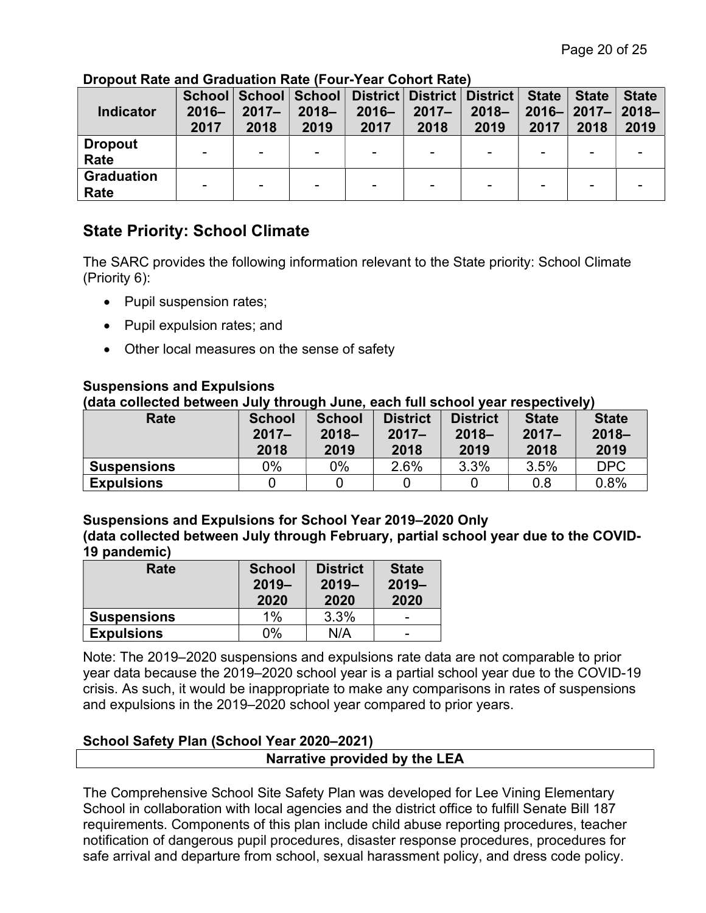**Dropout Rate and Graduation Rate (Four-Year Cohort Rate)**

| Indicator | School 2016–2017 | School 2017–2018 | School 2018–2019 | District 2016–2017 | District 2017–2018 | District 2018–2019 | State 2016–2017 | State 2017–2018 | State 2018–2019 |
|---|---|---|---|---|---|---|---|---|---|
| Dropout Rate | - | - | - | - | - | - | - | - | - |
| Graduation Rate | - | - | - | - | - | - | - | - | - |

## State Priority: School Climate

The SARC provides the following information relevant to the State priority: School Climate (Priority 6):

- Pupil suspension rates;
- Pupil expulsion rates; and
- Other local measures on the sense of safety

**Suspensions and Expulsions**
**(data collected between July through June, each full school year respectively)**

| Rate | School 2017–2018 | School 2018–2019 | District 2017–2018 | District 2018–2019 | State 2017–2018 | State 2018–2019 |
|---|---|---|---|---|---|---|
| Suspensions | 0% | 0% | 2.6% | 3.3% | 3.5% | DPC |
| Expulsions | 0 | 0 | 0 | 0 | 0.8 | 0.8% |

**Suspensions and Expulsions for School Year 2019–2020 Only**
**(data collected between July through February, partial school year due to the COVID-19 pandemic)**

| Rate | School 2019–2020 | District 2019–2020 | State 2019–2020 |
|---|---|---|---|
| Suspensions | 1% | 3.3% | - |
| Expulsions | 0% | N/A | - |

Note: The 2019–2020 suspensions and expulsions rate data are not comparable to prior year data because the 2019–2020 school year is a partial school year due to the COVID-19 crisis. As such, it would be inappropriate to make any comparisons in rates of suspensions and expulsions in the 2019–2020 school year compared to prior years.

**School Safety Plan (School Year 2020–2021)**

| Narrative provided by the LEA |
|---|

The Comprehensive School Site Safety Plan was developed for Lee Vining Elementary School in collaboration with local agencies and the district office to fulfill Senate Bill 187 requirements. Components of this plan include child abuse reporting procedures, teacher notification of dangerous pupil procedures, disaster response procedures, procedures for safe arrival and departure from school, sexual harassment policy, and dress code policy.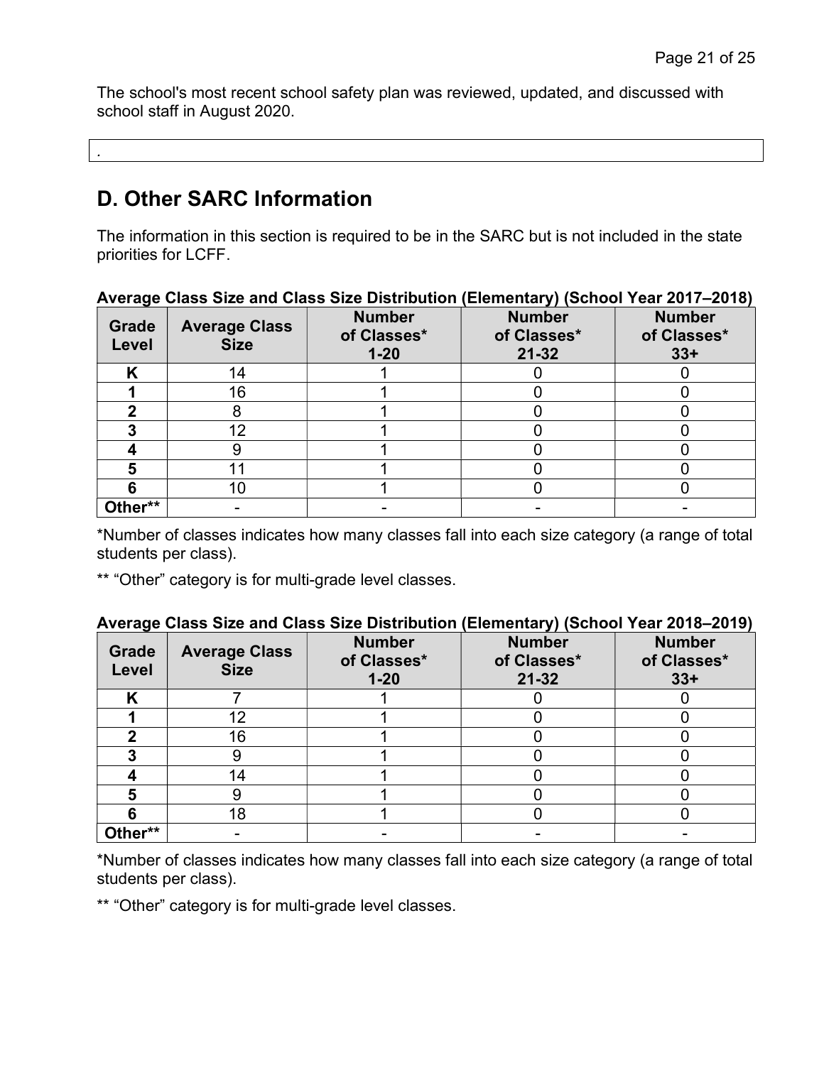The school's most recent school safety plan was reviewed, updated, and discussed with school staff in August 2020.

.

# D. Other SARC Information

The information in this section is required to be in the SARC but is not included in the state priorities for LCFF.

**Average Class Size and Class Size Distribution (Elementary) (School Year 2017–2018)**

| Grade Level | Average Class Size | Number of Classes* 1-20 | Number of Classes* 21-32 | Number of Classes* 33+ |
|---|---|---|---|---|
| K | 14 | 1 | 0 | 0 |
| 1 | 16 | 1 | 0 | 0 |
| 2 | 8 | 1 | 0 | 0 |
| 3 | 12 | 1 | 0 | 0 |
| 4 | 9 | 1 | 0 | 0 |
| 5 | 11 | 1 | 0 | 0 |
| 6 | 10 | 1 | 0 | 0 |
| Other** | - | - | - | - |

*Number of classes indicates how many classes fall into each size category (a range of total students per class).

** "Other" category is for multi-grade level classes.

**Average Class Size and Class Size Distribution (Elementary) (School Year 2018–2019)**

| Grade Level | Average Class Size | Number of Classes* 1-20 | Number of Classes* 21-32 | Number of Classes* 33+ |
|---|---|---|---|---|
| K | 7 | 1 | 0 | 0 |
| 1 | 12 | 1 | 0 | 0 |
| 2 | 16 | 1 | 0 | 0 |
| 3 | 9 | 1 | 0 | 0 |
| 4 | 14 | 1 | 0 | 0 |
| 5 | 9 | 1 | 0 | 0 |
| 6 | 18 | 1 | 0 | 0 |
| Other** | - | - | - | - |

*Number of classes indicates how many classes fall into each size category (a range of total students per class).

** "Other" category is for multi-grade level classes.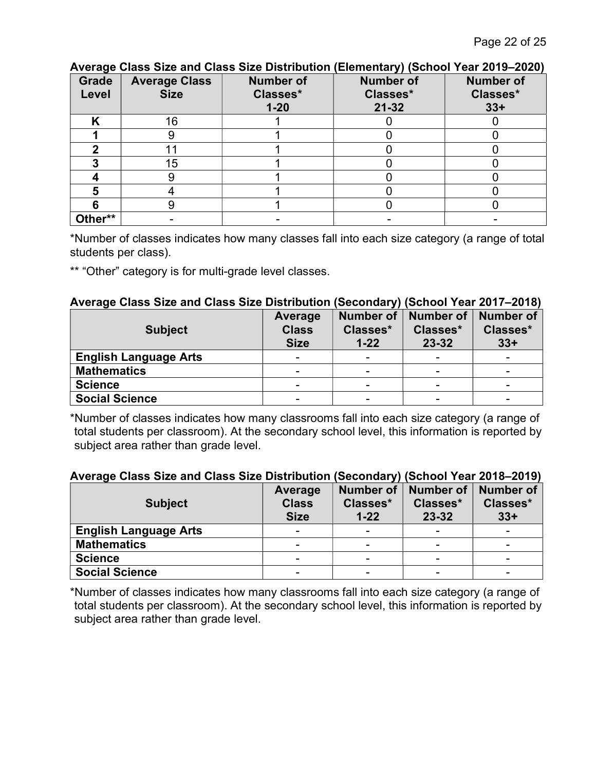**Average Class Size and Class Size Distribution (Elementary) (School Year 2019–2020)**

| Grade Level | Average Class Size | Number of Classes* 1-20 | Number of Classes* 21-32 | Number of Classes* 33+ |
|---|---|---|---|---|
| K | 16 | 1 | 0 | 0 |
| 1 | 9 | 1 | 0 | 0 |
| 2 | 11 | 1 | 0 | 0 |
| 3 | 15 | 1 | 0 | 0 |
| 4 | 9 | 1 | 0 | 0 |
| 5 | 4 | 1 | 0 | 0 |
| 6 | 9 | 1 | 0 | 0 |
| Other** | - | - | - | - |

*Number of classes indicates how many classes fall into each size category (a range of total students per class).

** "Other" category is for multi-grade level classes.

**Average Class Size and Class Size Distribution (Secondary) (School Year 2017–2018)**

| Subject | Average Class Size | Number of Classes* 1-22 | Number of Classes* 23-32 | Number of Classes* 33+ |
|---|---|---|---|---|
| English Language Arts | - | - | - | - |
| Mathematics | - | - | - | - |
| Science | - | - | - | - |
| Social Science | - | - | - | - |

*Number of classes indicates how many classrooms fall into each size category (a range of total students per classroom). At the secondary school level, this information is reported by subject area rather than grade level.

**Average Class Size and Class Size Distribution (Secondary) (School Year 2018–2019)**

| Subject | Average Class Size | Number of Classes* 1-22 | Number of Classes* 23-32 | Number of Classes* 33+ |
|---|---|---|---|---|
| English Language Arts | - | - | - | - |
| Mathematics | - | - | - | - |
| Science | - | - | - | - |
| Social Science | - | - | - | - |

*Number of classes indicates how many classrooms fall into each size category (a range of total students per classroom). At the secondary school level, this information is reported by subject area rather than grade level.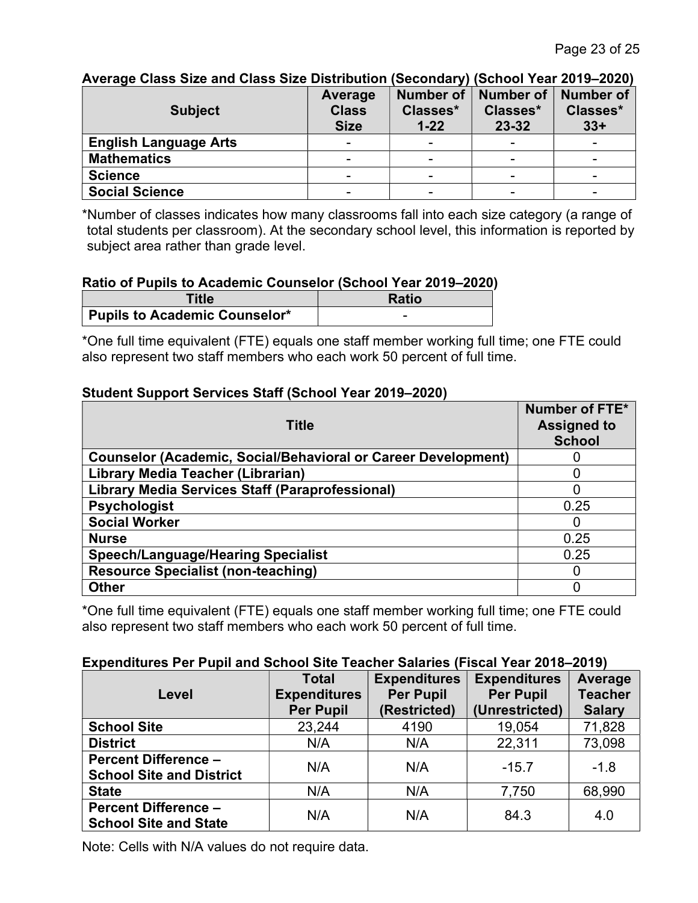**Average Class Size and Class Size Distribution (Secondary) (School Year 2019–2020)**

| Subject | Average Class Size | Number of Classes* 1-22 | Number of Classes* 23-32 | Number of Classes* 33+ |
|---|---|---|---|---|
| **English Language Arts** | - | - | - | - |
| **Mathematics** | - | - | - | - |
| **Science** | - | - | - | - |
| **Social Science** | - | - | - | - |

*Number of classes indicates how many classrooms fall into each size category (a range of total students per classroom). At the secondary school level, this information is reported by subject area rather than grade level.

**Ratio of Pupils to Academic Counselor (School Year 2019–2020)**

| Title | Ratio |
|---|---|
| **Pupils to Academic Counselor*** | - |

*One full time equivalent (FTE) equals one staff member working full time; one FTE could also represent two staff members who each work 50 percent of full time.

**Student Support Services Staff (School Year 2019–2020)**

| Title | Number of FTE* Assigned to School |
|---|---|
| **Counselor (Academic, Social/Behavioral or Career Development)** | 0 |
| **Library Media Teacher (Librarian)** | 0 |
| **Library Media Services Staff (Paraprofessional)** | 0 |
| **Psychologist** | 0.25 |
| **Social Worker** | 0 |
| **Nurse** | 0.25 |
| **Speech/Language/Hearing Specialist** | 0.25 |
| **Resource Specialist (non-teaching)** | 0 |
| **Other** | 0 |

*One full time equivalent (FTE) equals one staff member working full time; one FTE could also represent two staff members who each work 50 percent of full time.

**Expenditures Per Pupil and School Site Teacher Salaries (Fiscal Year 2018–2019)**

| Level | Total Expenditures Per Pupil | Expenditures Per Pupil (Restricted) | Expenditures Per Pupil (Unrestricted) | Average Teacher Salary |
|---|---|---|---|---|
| **School Site** | 23,244 | 4190 | 19,054 | 71,828 |
| **District** | N/A | N/A | 22,311 | 73,098 |
| **Percent Difference – School Site and District** | N/A | N/A | -15.7 | -1.8 |
| **State** | N/A | N/A | 7,750 | 68,990 |
| **Percent Difference – School Site and State** | N/A | N/A | 84.3 | 4.0 |

Note: Cells with N/A values do not require data.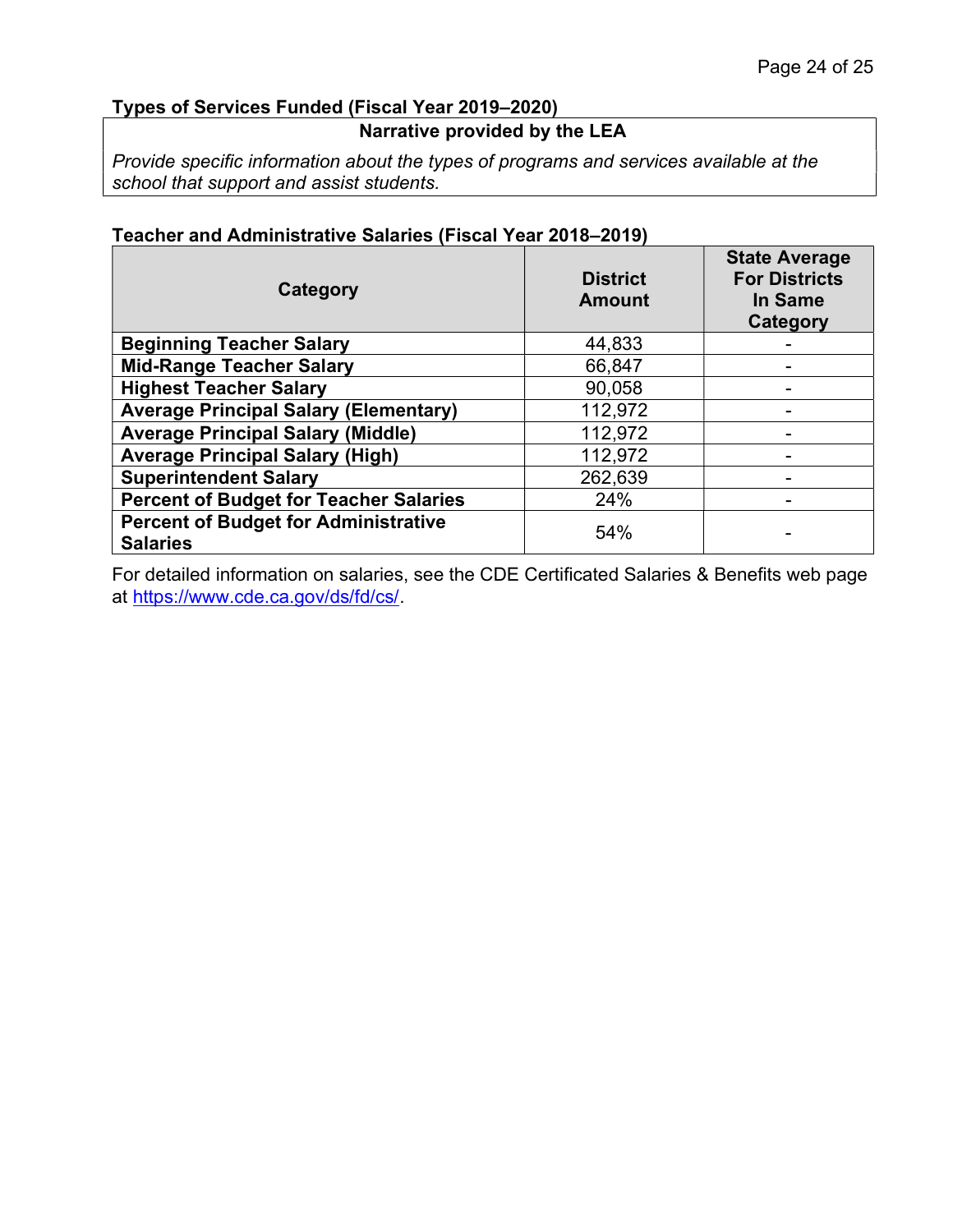### Types of Services Funded (Fiscal Year 2019–2020)

| Narrative provided by the LEA |
| --- |
| *Provide specific information about the types of programs and services available at the school that support and assist students.* |

### Teacher and Administrative Salaries (Fiscal Year 2018–2019)

| Category | District Amount | State Average For Districts In Same Category |
| --- | --- | --- |
| **Beginning Teacher Salary** | 44,833 | - |
| **Mid-Range Teacher Salary** | 66,847 | - |
| **Highest Teacher Salary** | 90,058 | - |
| **Average Principal Salary (Elementary)** | 112,972 | - |
| **Average Principal Salary (Middle)** | 112,972 | - |
| **Average Principal Salary (High)** | 112,972 | - |
| **Superintendent Salary** | 262,639 | - |
| **Percent of Budget for Teacher Salaries** | 24% | - |
| **Percent of Budget for Administrative Salaries** | 54% | - |

For detailed information on salaries, see the CDE Certificated Salaries & Benefits web page at [https://www.cde.ca.gov/ds/fd/cs/](https://www.cde.ca.gov/ds/fd/cs/).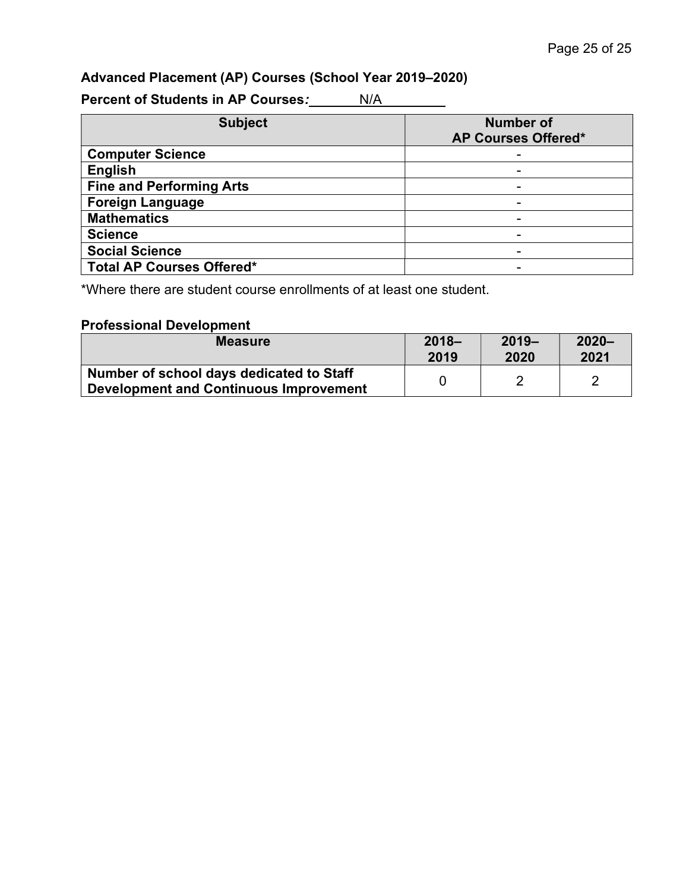### Advanced Placement (AP) Courses (School Year 2019–2020)

**Percent of Students in AP Courses:** N/A

| Subject | Number of AP Courses Offered* |
|---|---|
| **Computer Science** | - |
| **English** | - |
| **Fine and Performing Arts** | - |
| **Foreign Language** | - |
| **Mathematics** | - |
| **Science** | - |
| **Social Science** | - |
| **Total AP Courses Offered*** | - |

*Where there are student course enrollments of at least one student.

### Professional Development

| Measure | 2018–2019 | 2019–2020 | 2020–2021 |
|---|---|---|---|
| **Number of school days dedicated to Staff Development and Continuous Improvement** | 0 | 2 | 2 |